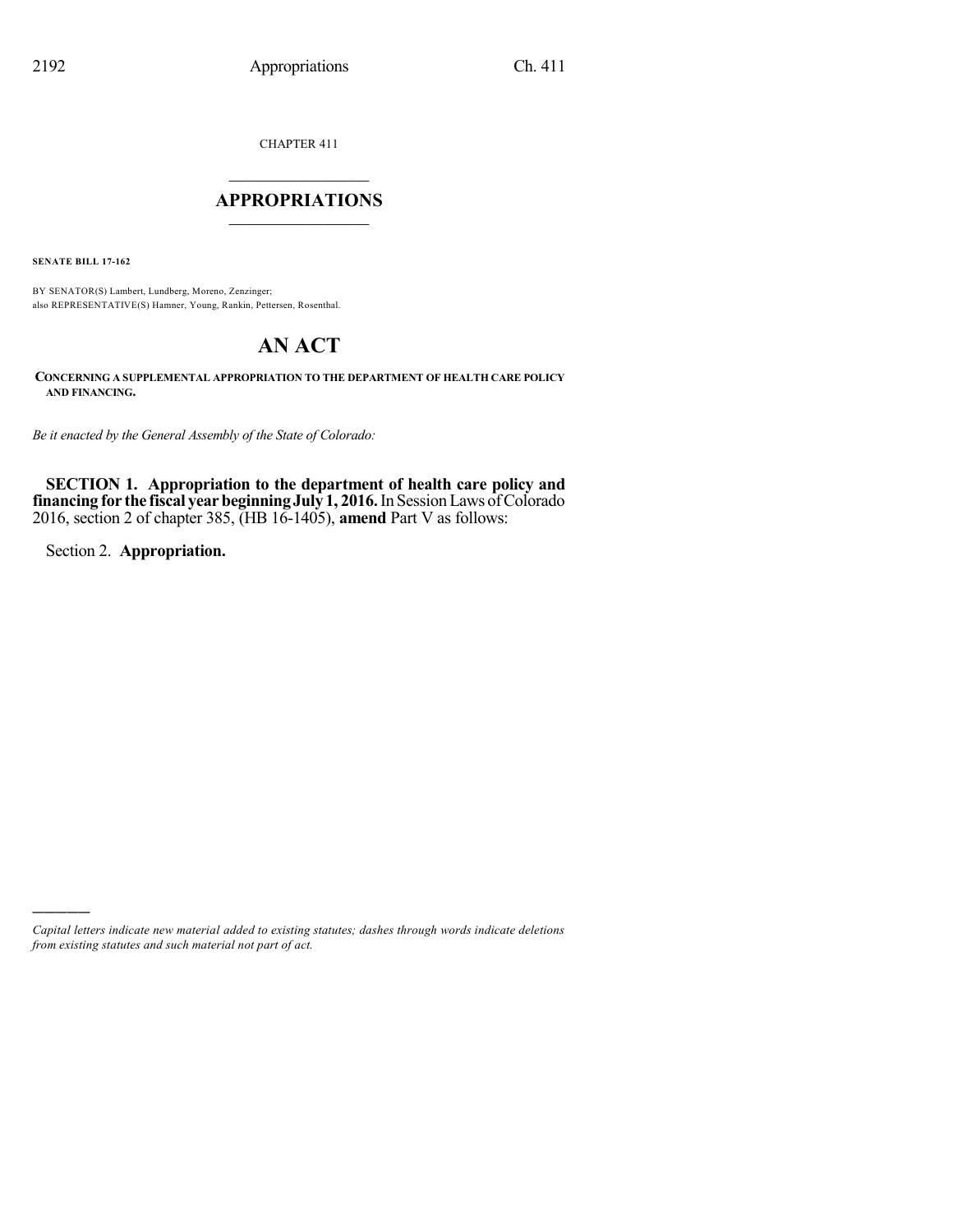CHAPTER 411

# APPROPRIATIONS

**SENATE BILL 17-162**

BY SENATOR(S) Lambert, Lundberg, Moreno, Zenzinger;
also REPRESENTATIVE(S) Hamner, Young, Rankin, Pettersen, Rosenthal.

# AN ACT

**CONCERNING A SUPPLEMENTAL APPROPRIATION TO THE DEPARTMENT OF HEALTH CARE POLICY AND FINANCING.**

*Be it enacted by the General Assembly of the State of Colorado:*

**SECTION 1. Appropriation to the department of health care policy and financing for the fiscal year beginning July 1, 2016.** In Session Laws of Colorado 2016, section 2 of chapter 385, (HB 16-1405), **amend** Part V as follows:

Section 2. **Appropriation.**

---

*Capital letters indicate new material added to existing statutes; dashes through words indicate deletions from existing statutes and such material not part of act.*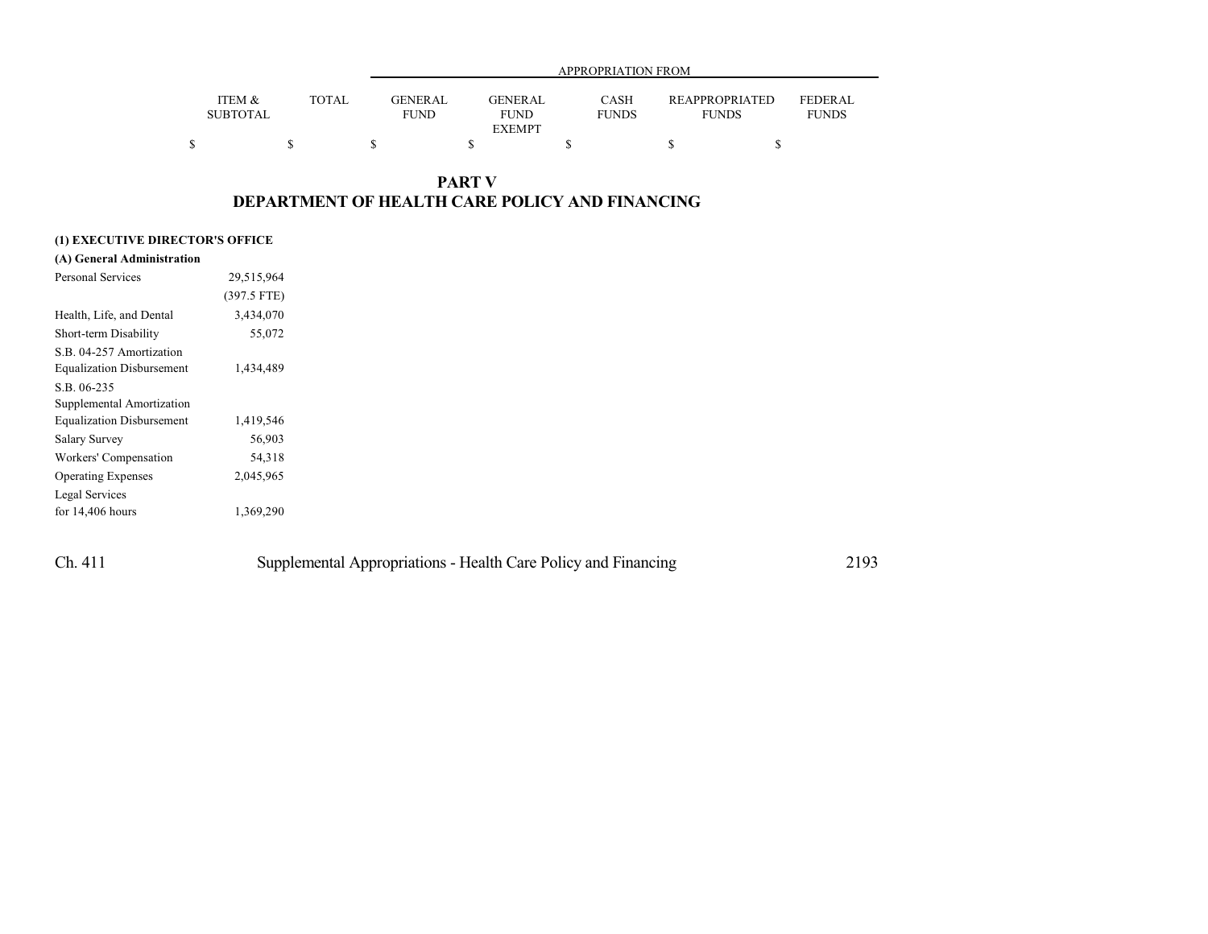| | ITEM & SUBTOTAL | TOTAL | APPROPRIATION FROM GENERAL FUND | GENERAL FUND EXEMPT | CASH FUNDS | REAPPROPRIATED FUNDS | FEDERAL FUNDS |
|---|---|---|---|---|---|---|---|
| | $ | $ | $ | $ | $ | $ | $ |

# PART V
# DEPARTMENT OF HEALTH CARE POLICY AND FINANCING

**(1) EXECUTIVE DIRECTOR'S OFFICE**

**(A) General Administration**

| | ITEM & SUBTOTAL | TOTAL | GENERAL FUND | GENERAL FUND EXEMPT | CASH FUNDS | REAPPROPRIATED FUNDS | FEDERAL FUNDS |
|---|---|---|---|---|---|---|---|
| Personal Services | 29,515,964 | | | | | | |
| | (397.5 FTE) | | | | | | |
| Health, Life, and Dental | 3,434,070 | | | | | | |
| Short-term Disability | 55,072 | | | | | | |
| S.B. 04-257 Amortization Equalization Disbursement | 1,434,489 | | | | | | |
| S.B. 06-235 Supplemental Amortization Equalization Disbursement | 1,419,546 | | | | | | |
| Salary Survey | 56,903 | | | | | | |
| Workers' Compensation | 54,318 | | | | | | |
| Operating Expenses | 2,045,965 | | | | | | |
| Legal Services for 14,406 hours | 1,369,290 | | | | | | |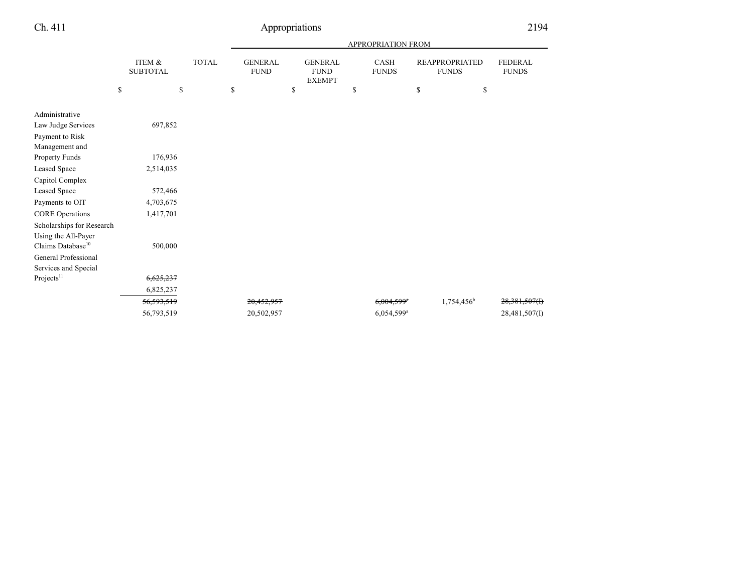| | ITEM & SUBTOTAL | TOTAL | GENERAL FUND | GENERAL FUND EXEMPT | CASH FUNDS | REAPPROPRIATED FUNDS | FEDERAL FUNDS |
|---|---|---|---|---|---|---|---|
| | | | APPROPRIATION FROM | | | | |
| | $ | $ | $ | $ | $ | $ | $ |
| Administrative Law Judge Services | 697,852 | | | | | | |
| Payment to Risk Management and Property Funds | 176,936 | | | | | | |
| Leased Space | 2,514,035 | | | | | | |
| Capitol Complex Leased Space | 572,466 | | | | | | |
| Payments to OIT | 4,703,675 | | | | | | |
| CORE Operations | 1,417,701 | | | | | | |
| Scholarships for Research Using the All-Payer Claims Database[10] | 500,000 | | | | | | |
| General Professional Services and Special Projects[11] | ~~6,625,237~~ | | | | | | |
| | 6,825,237 | | | | | | |
| | ~~56,593,519~~ | | ~~20,452,957~~ | | ~~6,004,599~~[a] | 1,754,456[b] | ~~28,381,507(I)~~ |
| | 56,793,519 | | 20,502,957 | | 6,054,599[a] | | 28,481,507(I) |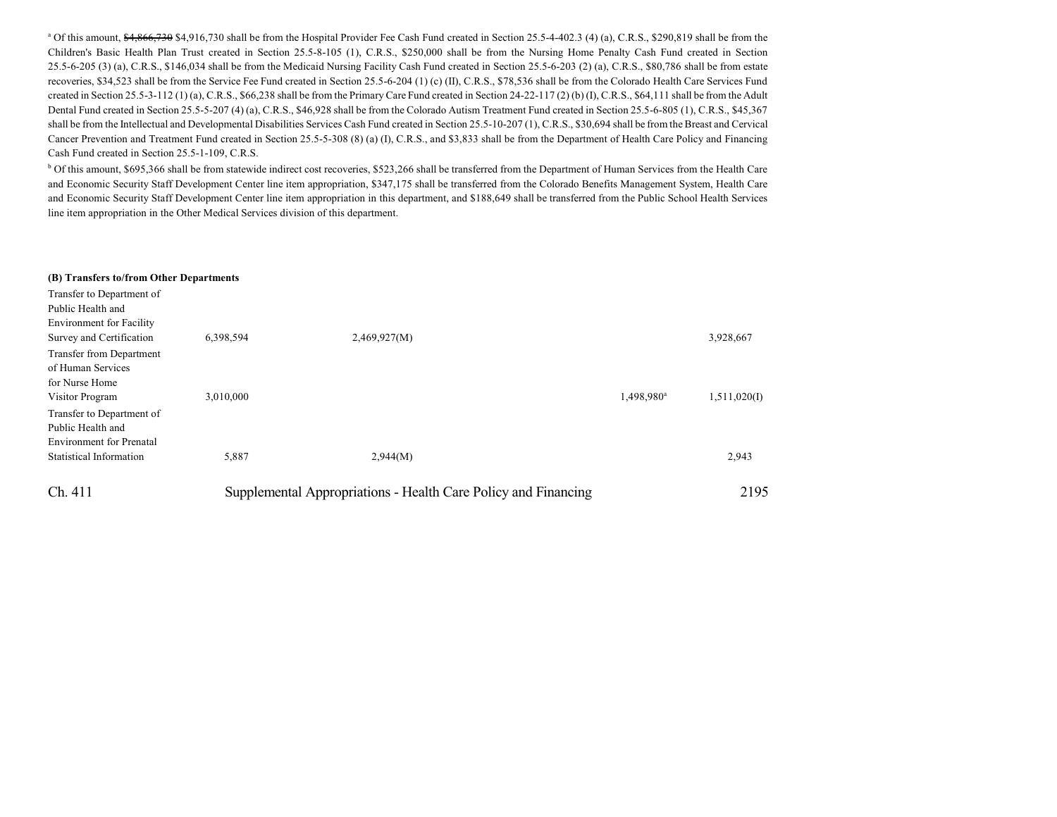[a] Of this amount, ~~$4,866,730~~ $4,916,730 shall be from the Hospital Provider Fee Cash Fund created in Section 25.5-4-402.3 (4) (a), C.R.S., $290,819 shall be from the Children's Basic Health Plan Trust created in Section 25.5-8-105 (1), C.R.S., $250,000 shall be from the Nursing Home Penalty Cash Fund created in Section 25.5-6-205 (3) (a), C.R.S., $146,034 shall be from the Medicaid Nursing Facility Cash Fund created in Section 25.5-6-203 (2) (a), C.R.S., $80,786 shall be from estate recoveries, $34,523 shall be from the Service Fee Fund created in Section 25.5-6-204 (1) (c) (II), C.R.S., $78,536 shall be from the Colorado Health Care Services Fund created in Section 25.5-3-112 (1) (a), C.R.S., $66,238 shall be from the Primary Care Fund created in Section 24-22-117 (2) (b) (I), C.R.S., $64,111 shall be from the Adult Dental Fund created in Section 25.5-5-207 (4) (a), C.R.S., $46,928 shall be from the Colorado Autism Treatment Fund created in Section 25.5-6-805 (1), C.R.S., $45,367 shall be from the Intellectual and Developmental Disabilities Services Cash Fund created in Section 25.5-10-207 (1), C.R.S., $30,694 shall be from the Breast and Cervical Cancer Prevention and Treatment Fund created in Section 25.5-5-308 (8) (a) (I), C.R.S., and $3,833 shall be from the Department of Health Care Policy and Financing Cash Fund created in Section 25.5-1-109, C.R.S.

[b] Of this amount, $695,366 shall be from statewide indirect cost recoveries, $523,266 shall be transferred from the Department of Human Services from the Health Care and Economic Security Staff Development Center line item appropriation, $347,175 shall be transferred from the Colorado Benefits Management System, Health Care and Economic Security Staff Development Center line item appropriation in this department, and $188,649 shall be transferred from the Public School Health Services line item appropriation in the Other Medical Services division of this department.

**(B) Transfers to/from Other Departments**

| | | | | | |
|---|---|---|---|---|---|
| Transfer to Department of Public Health and Environment for Facility Survey and Certification | 6,398,594 | 2,469,927(M) | | | 3,928,667 |
| Transfer from Department of Human Services for Nurse Home Visitor Program | 3,010,000 | | | 1,498,980[a] | 1,511,020(I) |
| Transfer to Department of Public Health and Environment for Prenatal Statistical Information | 5,887 | 2,944(M) | | | 2,943 |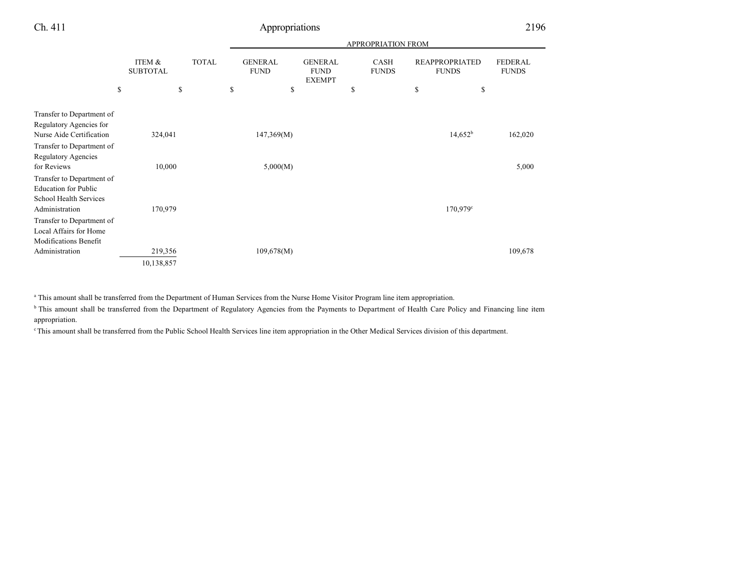| | ITEM & SUBTOTAL | TOTAL | GENERAL FUND | GENERAL FUND EXEMPT | CASH FUNDS | REAPPROPRIATED FUNDS | FEDERAL FUNDS |
|---|---|---|---|---|---|---|---|
| | $ | $ | $ | $ | $ | $ | $ |
| Transfer to Department of Regulatory Agencies for Nurse Aide Certification | 324,041 | | 147,369(M) | | | 14,652[b] | 162,020 |
| Transfer to Department of Regulatory Agencies for Reviews | 10,000 | | 5,000(M) | | | | 5,000 |
| Transfer to Department of Education for Public School Health Services Administration | 170,979 | | | | | 170,979[c] | |
| Transfer to Department of Local Affairs for Home Modifications Benefit Administration | 219,356 | | 109,678(M) | | | | 109,678 |
| | 10,138,857 | | | | | | |

[a] This amount shall be transferred from the Department of Human Services from the Nurse Home Visitor Program line item appropriation.

[b] This amount shall be transferred from the Department of Regulatory Agencies from the Payments to Department of Health Care Policy and Financing line item appropriation.

[c] This amount shall be transferred from the Public School Health Services line item appropriation in the Other Medical Services division of this department.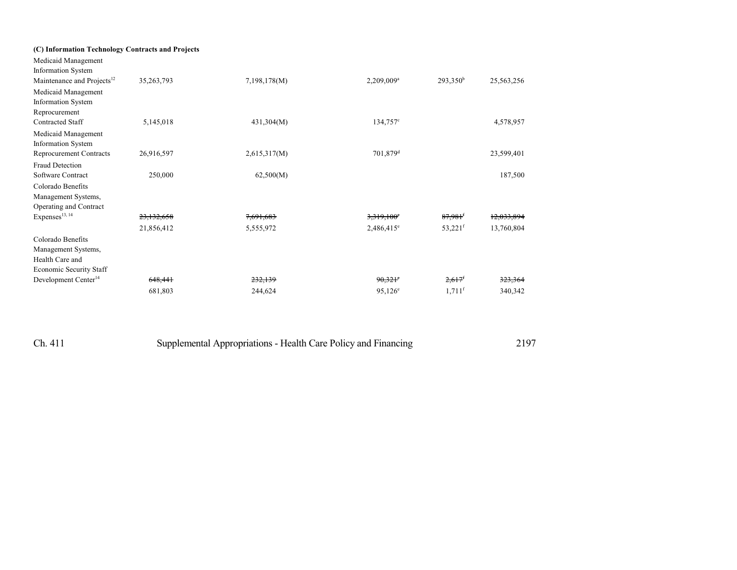**(C) Information Technology Contracts and Projects**

| | | | | | |
|---|---|---|---|---|---|
| Medicaid Management Information System Maintenance and Projects[12] | 35,263,793 | 7,198,178(M) | 2,209,009[a] | 293,350[b] | 25,563,256 |
| Medicaid Management Information System Reprocurement Contracted Staff | 5,145,018 | 431,304(M) | 134,757[c] | | 4,578,957 |
| Medicaid Management Information System Reprocurement Contracts | 26,916,597 | 2,615,317(M) | 701,879[d] | | 23,599,401 |
| Fraud Detection Software Contract | 250,000 | 62,500(M) | | | 187,500 |
| Colorado Benefits Management Systems, Operating and Contract Expenses[13, 14] | ~~23,132,658~~ | ~~7,691,683~~ | ~~3,319,100[e]~~ | ~~87,981[f]~~ | ~~12,033,894~~ |
| | 21,856,412 | 5,555,972 | 2,486,415[e] | 53,221[f] | 13,760,804 |
| Colorado Benefits Management Systems, Health Care and Economic Security Staff Development Center[14] | ~~648,441~~ | ~~232,139~~ | ~~90,321[e]~~ | ~~2,617[f]~~ | ~~323,364~~ |
| | 681,803 | 244,624 | 95,126[e] | 1,711[f] | 340,342 |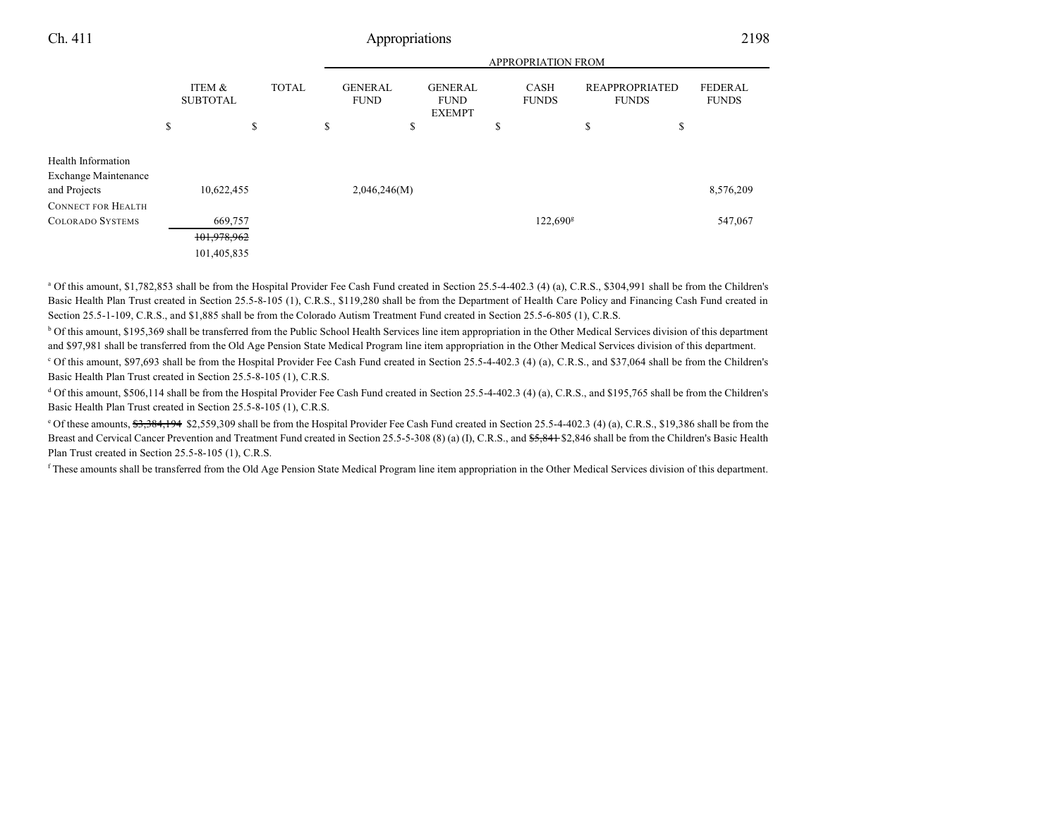| | ITEM & SUBTOTAL | TOTAL | GENERAL FUND | GENERAL FUND EXEMPT | CASH FUNDS | REAPPROPRIATED FUNDS | FEDERAL FUNDS |
|---|---|---|---|---|---|---|---|
| | | | APPROPRIATION FROM | | | | |
| | $ | $ | $ | $ | $ | $ | $ |
| Health Information Exchange Maintenance and Projects | 10,622,455 | | 2,046,246(M) | | | | 8,576,209 |
| CONNECT FOR HEALTH COLORADO SYSTEMS | 669,757 | | | | 122,690[g] | | 547,067 |
| | ~~101,978,962~~ 101,405,835 | | | | | | |

[a] Of this amount, $1,782,853 shall be from the Hospital Provider Fee Cash Fund created in Section 25.5-4-402.3 (4) (a), C.R.S., $304,991 shall be from the Children's Basic Health Plan Trust created in Section 25.5-8-105 (1), C.R.S., $119,280 shall be from the Department of Health Care Policy and Financing Cash Fund created in Section 25.5-1-109, C.R.S., and $1,885 shall be from the Colorado Autism Treatment Fund created in Section 25.5-6-805 (1), C.R.S.

[b] Of this amount, $195,369 shall be transferred from the Public School Health Services line item appropriation in the Other Medical Services division of this department and $97,981 shall be transferred from the Old Age Pension State Medical Program line item appropriation in the Other Medical Services division of this department.

[c] Of this amount, $97,693 shall be from the Hospital Provider Fee Cash Fund created in Section 25.5-4-402.3 (4) (a), C.R.S., and $37,064 shall be from the Children's Basic Health Plan Trust created in Section 25.5-8-105 (1), C.R.S.

[d] Of this amount, $506,114 shall be from the Hospital Provider Fee Cash Fund created in Section 25.5-4-402.3 (4) (a), C.R.S., and $195,765 shall be from the Children's Basic Health Plan Trust created in Section 25.5-8-105 (1), C.R.S.

[e] Of these amounts, ~~$3,384,194~~ $2,559,309 shall be from the Hospital Provider Fee Cash Fund created in Section 25.5-4-402.3 (4) (a), C.R.S., $19,386 shall be from the Breast and Cervical Cancer Prevention and Treatment Fund created in Section 25.5-5-308 (8) (a) (I), C.R.S., and ~~$5,841~~ $2,846 shall be from the Children's Basic Health Plan Trust created in Section 25.5-8-105 (1), C.R.S.

[f] These amounts shall be transferred from the Old Age Pension State Medical Program line item appropriation in the Other Medical Services division of this department.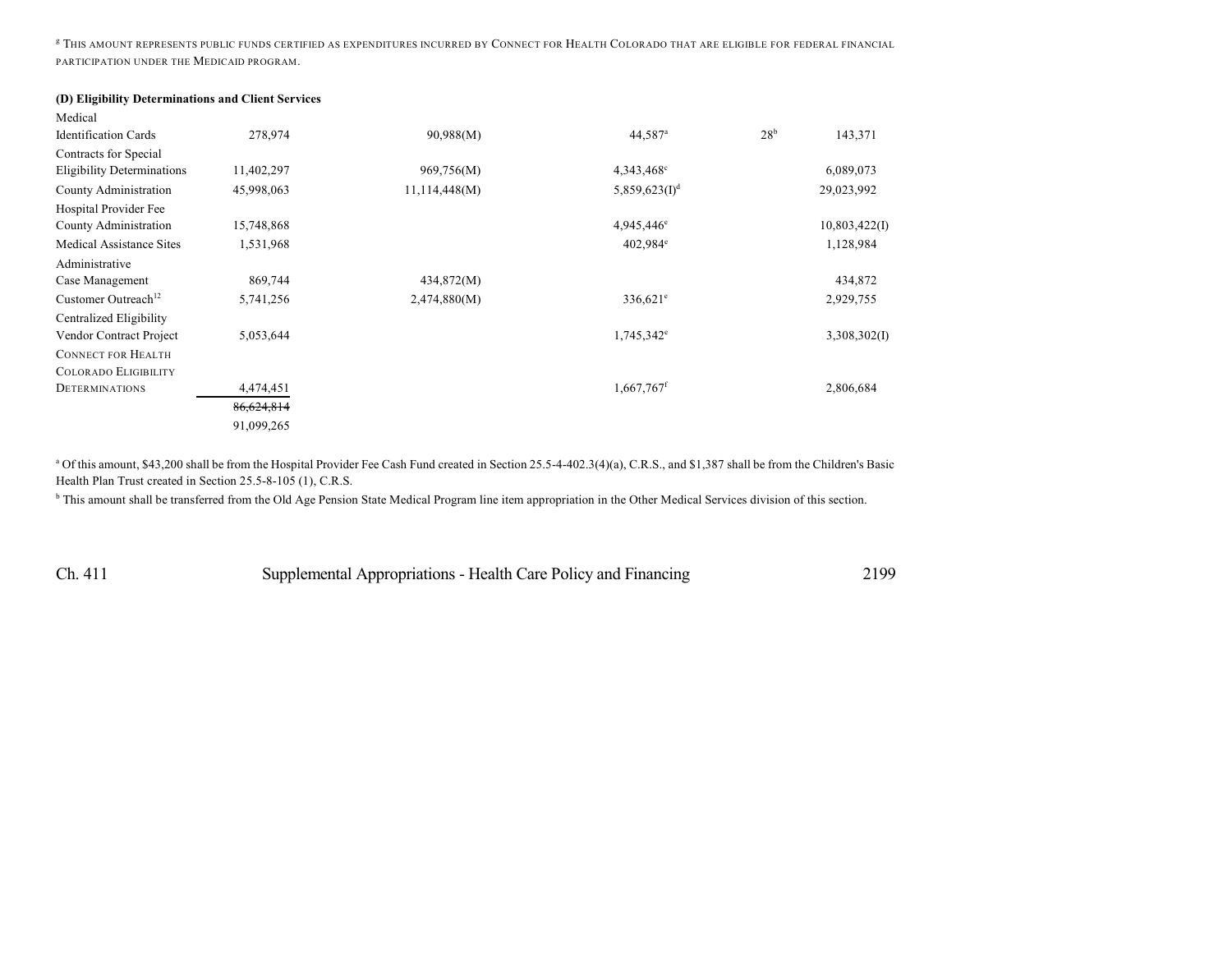[g] THIS AMOUNT REPRESENTS PUBLIC FUNDS CERTIFIED AS EXPENDITURES INCURRED BY CONNECT FOR HEALTH COLORADO THAT ARE ELIGIBLE FOR FEDERAL FINANCIAL PARTICIPATION UNDER THE MEDICAID PROGRAM.

**(D) Eligibility Determinations and Client Services**

| | | | | | |
|---|---|---|---|---|---|
| Medical Identification Cards | 278,974 | 90,988(M) | 44,587[a] | 28[b] | 143,371 |
| Contracts for Special Eligibility Determinations | 11,402,297 | 969,756(M) | 4,343,468[c] | | 6,089,073 |
| County Administration | 45,998,063 | 11,114,448(M) | 5,859,623(I)[d] | | 29,023,992 |
| Hospital Provider Fee County Administration | 15,748,868 | | 4,945,446[e] | | 10,803,422(I) |
| Medical Assistance Sites | 1,531,968 | | 402,984[e] | | 1,128,984 |
| Administrative Case Management | 869,744 | 434,872(M) | | | 434,872 |
| Customer Outreach[12] | 5,741,256 | 2,474,880(M) | 336,621[e] | | 2,929,755 |
| Centralized Eligibility Vendor Contract Project | 5,053,644 | | 1,745,342[e] | | 3,308,302(I) |
| CONNECT FOR HEALTH COLORADO ELIGIBILITY DETERMINATIONS | 4,474,451 | | 1,667,767[f] | | 2,806,684 |
| | ~~86,624,814~~ | | | | |
| | 91,099,265 | | | | |

[a] Of this amount, $43,200 shall be from the Hospital Provider Fee Cash Fund created in Section 25.5-4-402.3(4)(a), C.R.S., and $1,387 shall be from the Children's Basic Health Plan Trust created in Section 25.5-8-105 (1), C.R.S.

[b] This amount shall be transferred from the Old Age Pension State Medical Program line item appropriation in the Other Medical Services division of this section.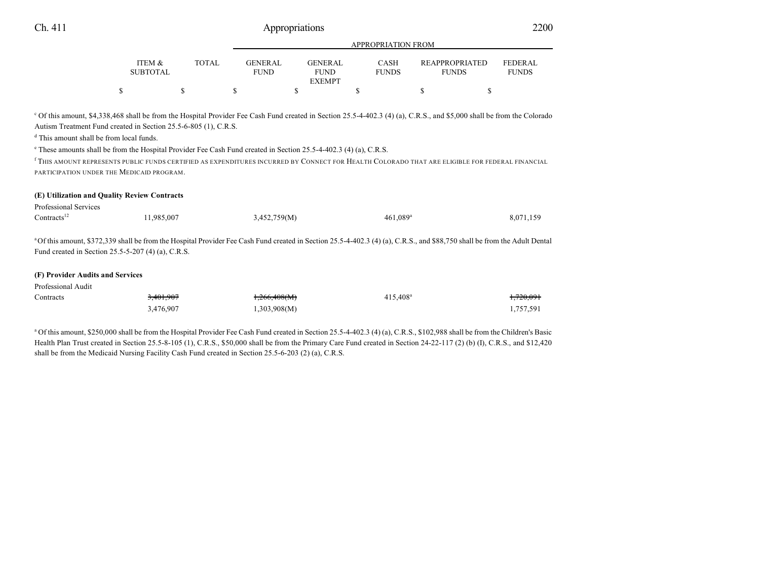| | ITEM & SUBTOTAL | TOTAL | GENERAL FUND | GENERAL FUND EXEMPT | CASH FUNDS | REAPPROPRIATED FUNDS | FEDERAL FUNDS |
|---|---|---|---|---|---|---|---|
| | $ | $ | $ | $ | $ | $ | $ |

[c] Of this amount, $4,338,468 shall be from the Hospital Provider Fee Cash Fund created in Section 25.5-4-402.3 (4) (a), C.R.S., and $5,000 shall be from the Colorado Autism Treatment Fund created in Section 25.5-6-805 (1), C.R.S.

[d] This amount shall be from local funds.

[e] These amounts shall be from the Hospital Provider Fee Cash Fund created in Section 25.5-4-402.3 (4) (a), C.R.S.

[f] THIS AMOUNT REPRESENTS PUBLIC FUNDS CERTIFIED AS EXPENDITURES INCURRED BY CONNECT FOR HEALTH COLORADO THAT ARE ELIGIBLE FOR FEDERAL FINANCIAL PARTICIPATION UNDER THE MEDICAID PROGRAM.

**(E) Utilization and Quality Review Contracts**

| | ITEM & SUBTOTAL | TOTAL | GENERAL FUND | GENERAL FUND EXEMPT | CASH FUNDS | REAPPROPRIATED FUNDS | FEDERAL FUNDS |
|---|---|---|---|---|---|---|---|
| Professional Services Contracts[12] | 11,985,007 | | 3,452,759(M) | | 461,089[a] | | 8,071,159 |

[a] Of this amount, $372,339 shall be from the Hospital Provider Fee Cash Fund created in Section 25.5-4-402.3 (4) (a), C.R.S., and $88,750 shall be from the Adult Dental Fund created in Section 25.5-5-207 (4) (a), C.R.S.

**(F) Provider Audits and Services**

| | ITEM & SUBTOTAL | TOTAL | GENERAL FUND | GENERAL FUND EXEMPT | CASH FUNDS | REAPPROPRIATED FUNDS | FEDERAL FUNDS |
|---|---|---|---|---|---|---|---|
| Professional Audit Contracts | ~~3,401,907~~ 3,476,907 | | ~~1,266,408(M)~~ 1,303,908(M) | | 415,408[a] | | ~~1,720,091~~ 1,757,591 |

[a] Of this amount, $250,000 shall be from the Hospital Provider Fee Cash Fund created in Section 25.5-4-402.3 (4) (a), C.R.S., $102,988 shall be from the Children's Basic Health Plan Trust created in Section 25.5-8-105 (1), C.R.S., $50,000 shall be from the Primary Care Fund created in Section 24-22-117 (2) (b) (I), C.R.S., and $12,420 shall be from the Medicaid Nursing Facility Cash Fund created in Section 25.5-6-203 (2) (a), C.R.S.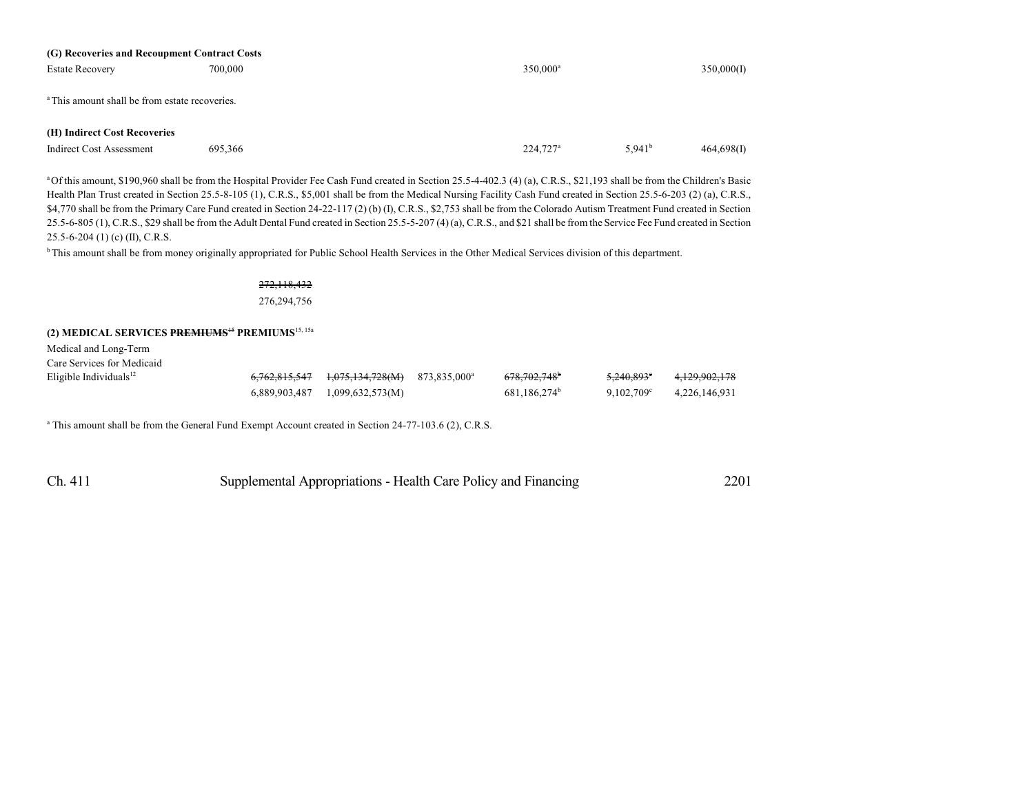**(G) Recoveries and Recoupment Contract Costs**

| | | | | | | |
|---|---|---|---|---|---|---|
| Estate Recovery | 700,000 | | | 350,000[a] | | 350,000(I) |

[a] This amount shall be from estate recoveries.

**(H) Indirect Cost Recoveries**

| | | | | | | |
|---|---|---|---|---|---|---|
| Indirect Cost Assessment | 695,366 | | | 224,727[a] | 5,941[b] | 464,698(I) |

[a] Of this amount, $190,960 shall be from the Hospital Provider Fee Cash Fund created in Section 25.5-4-402.3 (4) (a), C.R.S., $21,193 shall be from the Children's Basic Health Plan Trust created in Section 25.5-8-105 (1), C.R.S., $5,001 shall be from the Medical Nursing Facility Cash Fund created in Section 25.5-6-203 (2) (a), C.R.S., $4,770 shall be from the Primary Care Fund created in Section 24-22-117 (2) (b) (I), C.R.S., $2,753 shall be from the Colorado Autism Treatment Fund created in Section 25.5-6-805 (1), C.R.S., $29 shall be from the Adult Dental Fund created in Section 25.5-5-207 (4) (a), C.R.S., and $21 shall be from the Service Fee Fund created in Section 25.5-6-204 (1) (c) (II), C.R.S.

[b] This amount shall be from money originally appropriated for Public School Health Services in the Other Medical Services division of this department.

~~272,118,432~~
276,294,756

**(2) MEDICAL SERVICES ~~PREMIUMS~~[15] PREMIUMS[15, 15a]**

| | | | | | | |
|---|---|---|---|---|---|---|
| Medical and Long-Term Care Services for Medicaid Eligible Individuals[12] | ~~6,762,815,547~~ | ~~1,075,134,728(M)~~ | 873,835,000[a] | ~~678,702,748~~[b] | ~~5,240,893~~[c] | ~~4,129,902,178~~ |
| | 6,889,903,487 | 1,099,632,573(M) | | 681,186,274[b] | 9,102,709[c] | 4,226,146,931 |

[a] This amount shall be from the General Fund Exempt Account created in Section 24-77-103.6 (2), C.R.S.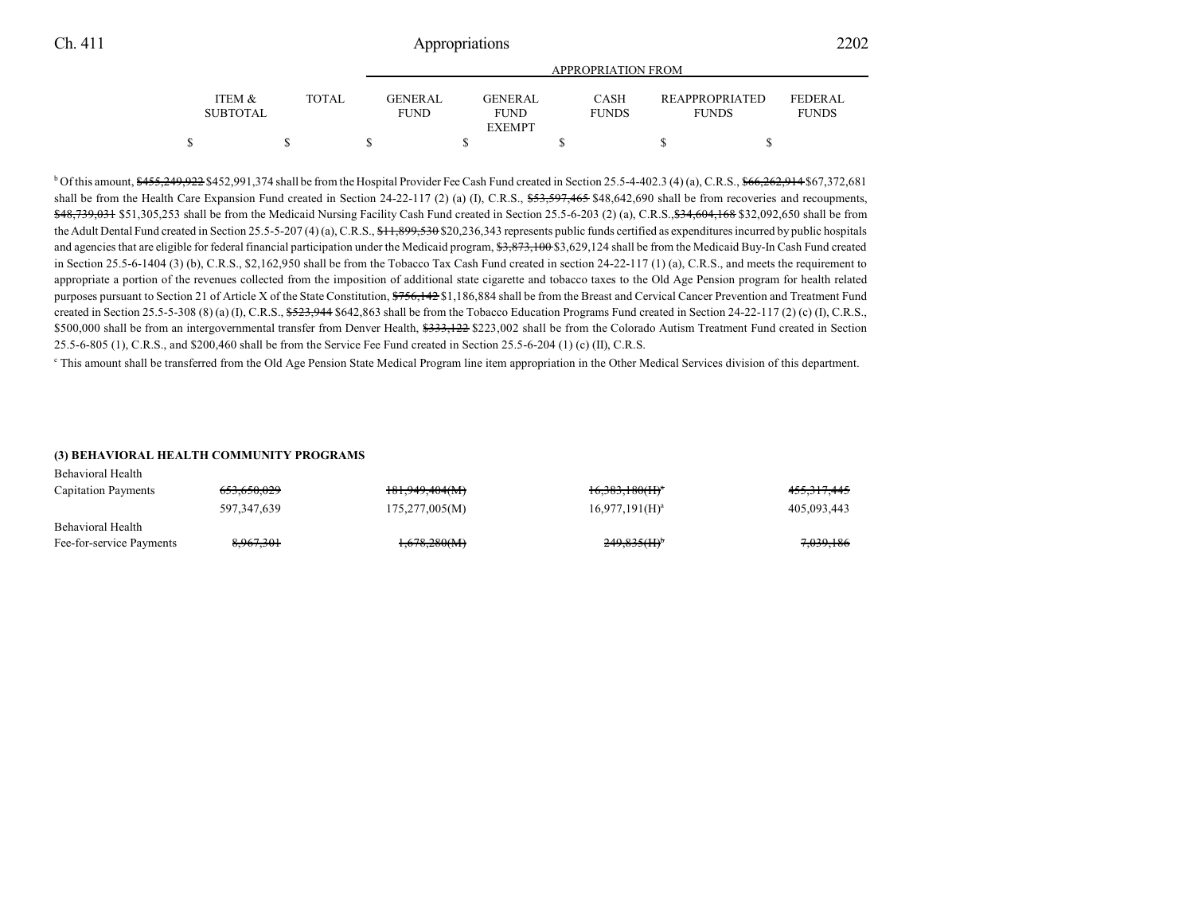[b] Of this amount, ~~$455,249,922~~ $452,991,374 shall be from the Hospital Provider Fee Cash Fund created in Section 25.5-4-402.3 (4) (a), C.R.S., ~~$66,262,914~~ $67,372,681 shall be from the Health Care Expansion Fund created in Section 24-22-117 (2) (a) (I), C.R.S., ~~$53,597,465~~ $48,642,690 shall be from recoveries and recoupments, ~~$48,739,031~~ $51,305,253 shall be from the Medicaid Nursing Facility Cash Fund created in Section 25.5-6-203 (2) (a), C.R.S.,~~$34,604,168~~ $32,092,650 shall be from the Adult Dental Fund created in Section 25.5-5-207 (4) (a), C.R.S., ~~$11,899,530~~ $20,236,343 represents public funds certified as expenditures incurred by public hospitals and agencies that are eligible for federal financial participation under the Medicaid program, ~~$3,873,100~~ $3,629,124 shall be from the Medicaid Buy-In Cash Fund created in Section 25.5-6-1404 (3) (b), C.R.S., $2,162,950 shall be from the Tobacco Tax Cash Fund created in section 24-22-117 (1) (a), C.R.S., and meets the requirement to appropriate a portion of the revenues collected from the imposition of additional state cigarette and tobacco taxes to the Old Age Pension program for health related purposes pursuant to Section 21 of Article X of the State Constitution, ~~$756,142~~ $1,186,884 shall be from the Breast and Cervical Cancer Prevention and Treatment Fund created in Section 25.5-5-308 (8) (a) (I), C.R.S., ~~$523,944~~ $642,863 shall be from the Tobacco Education Programs Fund created in Section 24-22-117 (2) (c) (I), C.R.S., $500,000 shall be from an intergovernmental transfer from Denver Health, ~~$333,122~~ $223,002 shall be from the Colorado Autism Treatment Fund created in Section 25.5-6-805 (1), C.R.S., and $200,460 shall be from the Service Fee Fund created in Section 25.5-6-204 (1) (c) (II), C.R.S.

[c] This amount shall be transferred from the Old Age Pension State Medical Program line item appropriation in the Other Medical Services division of this department.

| | ITEM & SUBTOTAL | TOTAL | GENERAL FUND | GENERAL FUND EXEMPT | CASH FUNDS | REAPPROPRIATED FUNDS | FEDERAL FUNDS |
|---|---|---|---|---|---|---|---|
| | $ | $ | $ | $ | $ | $ | $ |
| **(3) BEHAVIORAL HEALTH COMMUNITY PROGRAMS** | | | | | | | |
| Behavioral Health Capitation Payments | ~~653,650,029~~ | | ~~181,949,404(M)~~ | | ~~16,383,180(H)[a]~~ | | ~~455,317,445~~ |
| | 597,347,639 | | 175,277,005(M) | | 16,977,191(H)[a] | | 405,093,443 |
| Behavioral Health Fee-for-service Payments | ~~8,967,301~~ | | ~~1,678,280(M)~~ | | ~~249,835(H)[b]~~ | | ~~7,039,186~~ |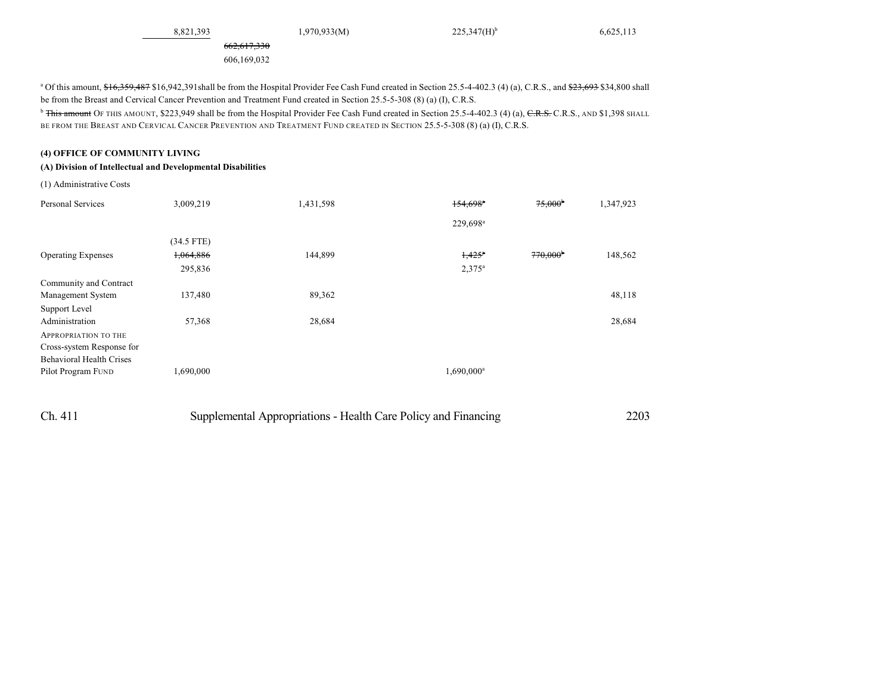| | | | | |
|---|---|---|---|---|
| 8,821,393 | | 1,970,933(M) | 225,347(H)[b] | 6,625,113 |
| | ~~662,617,330~~ | | | |
| | 606,169,032 | | | |

[a] Of this amount, ~~$16,359,487~~ $16,942,391shall be from the Hospital Provider Fee Cash Fund created in Section 25.5-4-402.3 (4) (a), C.R.S., and ~~$23,693~~ $34,800 shall be from the Breast and Cervical Cancer Prevention and Treatment Fund created in Section 25.5-5-308 (8) (a) (I), C.R.S.

[b] ~~This amount~~ OF THIS AMOUNT, $223,949 shall be from the Hospital Provider Fee Cash Fund created in Section 25.5-4-402.3 (4) (a), ~~C.R.S.~~ C.R.S., AND $1,398 SHALL BE FROM THE BREAST AND CERVICAL CANCER PREVENTION AND TREATMENT FUND CREATED IN SECTION 25.5-5-308 (8) (a) (I), C.R.S.

**(4) OFFICE OF COMMUNITY LIVING**

**(A) Division of Intellectual and Developmental Disabilities**

(1) Administrative Costs

| | | | | | |
|---|---|---|---|---|---|
| Personal Services | 3,009,219 | 1,431,598 | ~~154,698~~[a] 229,698[a] | ~~75,000~~[b] | 1,347,923 |
| | (34.5 FTE) | | | | |
| Operating Expenses | ~~1,064,886~~ 295,836 | 144,899 | ~~1,425~~[a] 2,375[a] | ~~770,000~~[b] | 148,562 |
| Community and Contract Management System | 137,480 | 89,362 | | | 48,118 |
| Support Level Administration | 57,368 | 28,684 | | | 28,684 |
| APPROPRIATION TO THE Cross-system Response for Behavioral Health Crises Pilot Program FUND | 1,690,000 | | 1,690,000[a] | | |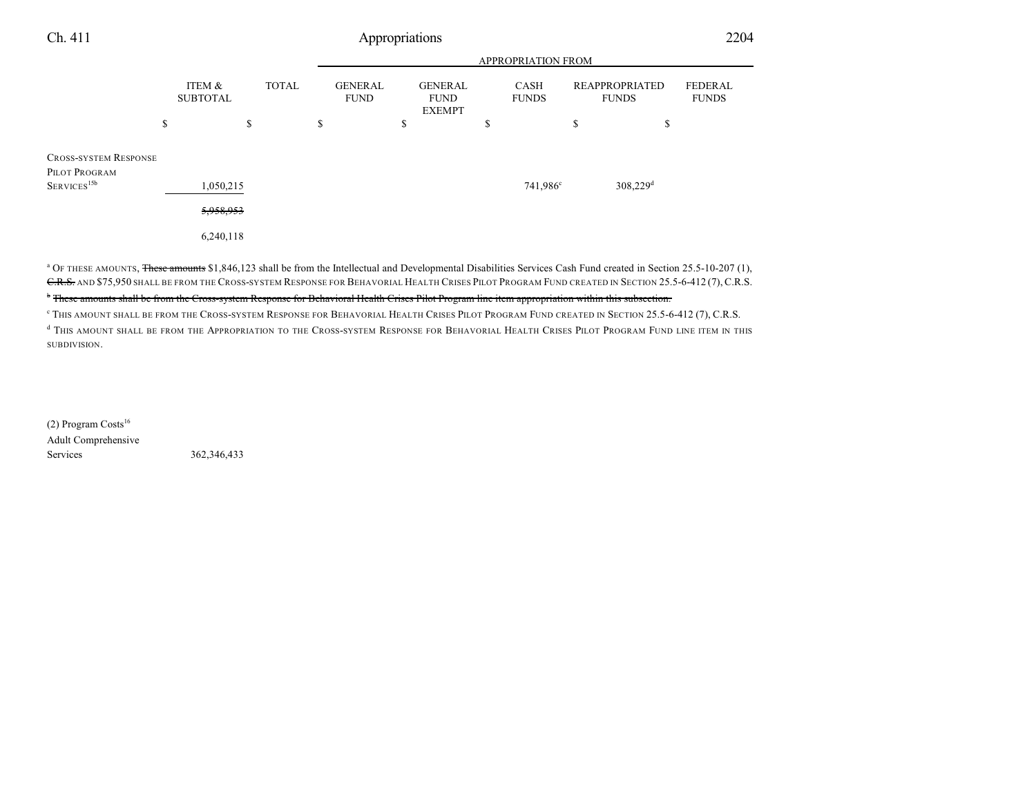| | ITEM & SUBTOTAL | TOTAL | GENERAL FUND | GENERAL FUND EXEMPT | CASH FUNDS | REAPPROPRIATED FUNDS | FEDERAL FUNDS |
|---|---|---|---|---|---|---|---|
| | | | APPROPRIATION FROM | | | | |
| | $ | $ | $ | $ | $ | $ | $ |
| CROSS-SYSTEM RESPONSE PILOT PROGRAM SERVICES[15b] | 1,050,215 | | | | 741,986[c] | 308,229[d] | |
| | ~~5,958,953~~ | | | | | | |
| | 6,240,118 | | | | | | |

[a] OF THESE AMOUNTS, ~~These amounts~~ $1,846,123 shall be from the Intellectual and Developmental Disabilities Services Cash Fund created in Section 25.5-10-207 (1), ~~C.R.S.~~ AND $75,950 SHALL BE FROM THE CROSS-SYSTEM RESPONSE FOR BEHAVORIAL HEALTH CRISES PILOT PROGRAM FUND CREATED IN SECTION 25.5-6-412 (7), C.R.S.

~~[b] These amounts shall be from the Cross-system Response for Behavioral Health Crises Pilot Program line item appropriation within this subsection.~~

[c] THIS AMOUNT SHALL BE FROM THE CROSS-SYSTEM RESPONSE FOR BEHAVORIAL HEALTH CRISES PILOT PROGRAM FUND CREATED IN SECTION 25.5-6-412 (7), C.R.S.

[d] THIS AMOUNT SHALL BE FROM THE APPROPRIATION TO THE CROSS-SYSTEM RESPONSE FOR BEHAVORIAL HEALTH CRISES PILOT PROGRAM FUND LINE ITEM IN THIS SUBDIVISION.

(2) Program Costs[16]

| | ITEM & SUBTOTAL | TOTAL | GENERAL FUND | GENERAL FUND EXEMPT | CASH FUNDS | REAPPROPRIATED FUNDS | FEDERAL FUNDS |
|---|---|---|---|---|---|---|---|
| Adult Comprehensive Services | 362,346,433 | | | | | | |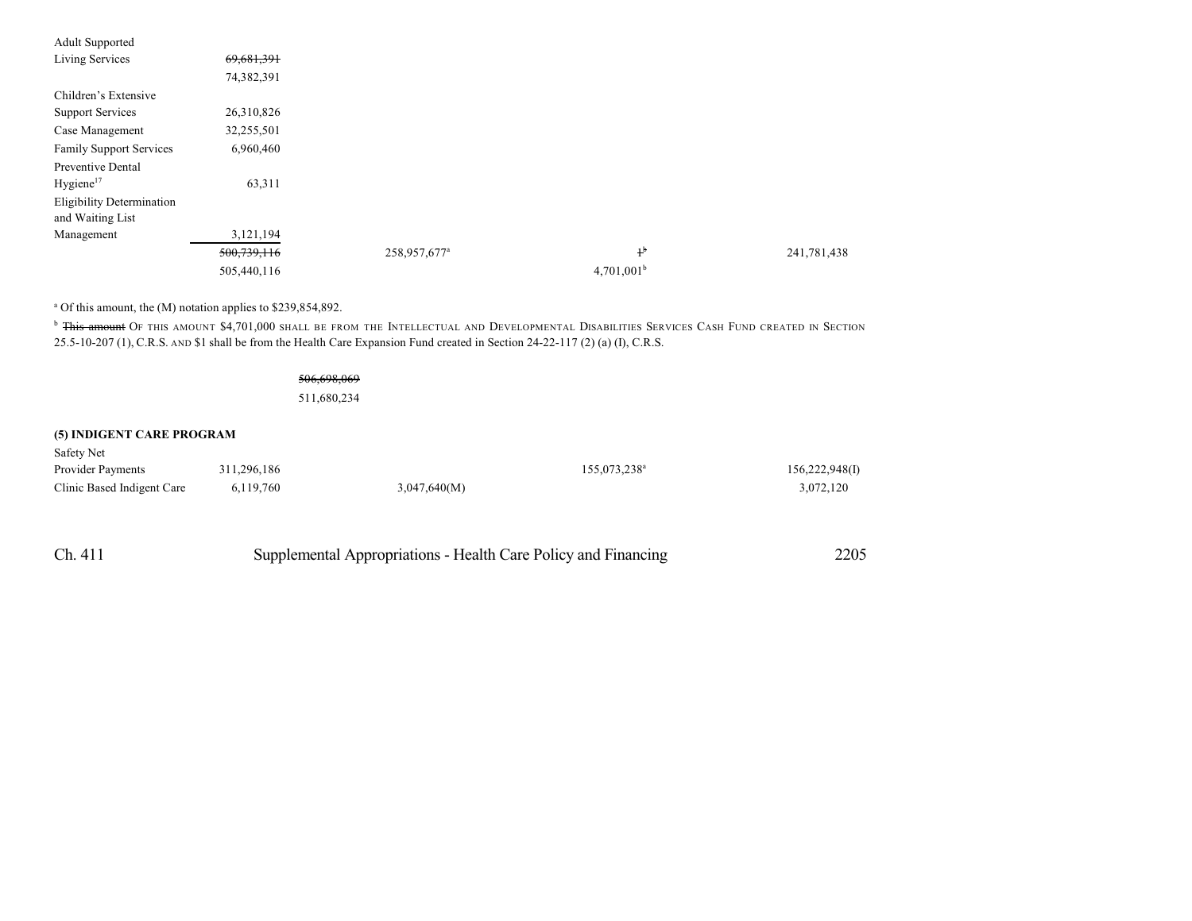| | | | | |
|---|---|---|---|---|
| Adult Supported Living Services | ~~69,681,391~~ 74,382,391 | | | |
| Children's Extensive Support Services | 26,310,826 | | | |
| Case Management | 32,255,501 | | | |
| Family Support Services | 6,960,460 | | | |
| Preventive Dental Hygiene[17] | 63,311 | | | |
| Eligibility Determination and Waiting List Management | 3,121,194 | | | |
| | ~~500,739,116~~ 505,440,116 | 258,957,677[a] | ~~1~~[b] 4,701,001[b] | 241,781,438 |

[a] Of this amount, the (M) notation applies to $239,854,892.

[b] ~~This amount~~ OF THIS AMOUNT $4,701,000 SHALL BE FROM THE INTELLECTUAL AND DEVELOPMENTAL DISABILITIES SERVICES CASH FUND CREATED IN SECTION 25.5-10-207 (1), C.R.S. AND $1 shall be from the Health Care Expansion Fund created in Section 24-22-117 (2) (a) (I), C.R.S.

~~506,698,069~~
511,680,234

**(5) INDIGENT CARE PROGRAM**

| | | | | |
|---|---|---|---|---|
| Safety Net Provider Payments | 311,296,186 | | 155,073,238[a] | 156,222,948(I) |
| Clinic Based Indigent Care | 6,119,760 | 3,047,640(M) | | 3,072,120 |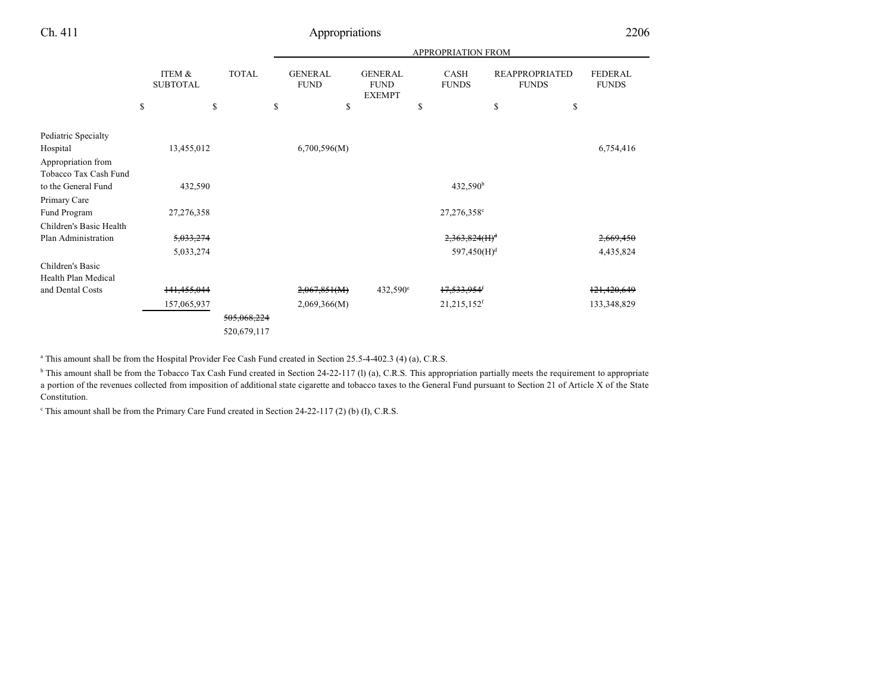| | ITEM & SUBTOTAL | TOTAL | GENERAL FUND | GENERAL FUND EXEMPT | CASH FUNDS | REAPPROPRIATED FUNDS | FEDERAL FUNDS |
|---|---|---|---|---|---|---|---|
| | | | APPROPRIATION FROM | | | | |
| | $ | $ | $ | $ | $ | $ | $ |
| Pediatric Specialty Hospital | 13,455,012 | | 6,700,596(M) | | | | 6,754,416 |
| Appropriation from Tobacco Tax Cash Fund to the General Fund | 432,590 | | | | 432,590[b] | | |
| Primary Care Fund Program | 27,276,358 | | | | 27,276,358[c] | | |
| Children's Basic Health Plan Administration | ~~5,033,274~~ | | | | ~~2,363,824(H)[d]~~ | | ~~2,669,450~~ |
| | 5,033,274 | | | | 597,450(H)[d] | | 4,435,824 |
| Children's Basic Health Plan Medical and Dental Costs | ~~141,455,044~~ | | ~~2,067,851(M)~~ | 432,590[e] | ~~17,533,954[f]~~ | | ~~121,420,649~~ |
| | 157,065,937 | | 2,069,366(M) | | 21,215,152[f] | | 133,348,829 |
| | | ~~505,068,224~~ | | | | | |
| | | 520,679,117 | | | | | |

[a] This amount shall be from the Hospital Provider Fee Cash Fund created in Section 25.5-4-402.3 (4) (a), C.R.S.

[b] This amount shall be from the Tobacco Tax Cash Fund created in Section 24-22-117 (l) (a), C.R.S. This appropriation partially meets the requirement to appropriate a portion of the revenues collected from imposition of additional state cigarette and tobacco taxes to the General Fund pursuant to Section 21 of Article X of the State Constitution.

[c] This amount shall be from the Primary Care Fund created in Section 24-22-117 (2) (b) (I), C.R.S.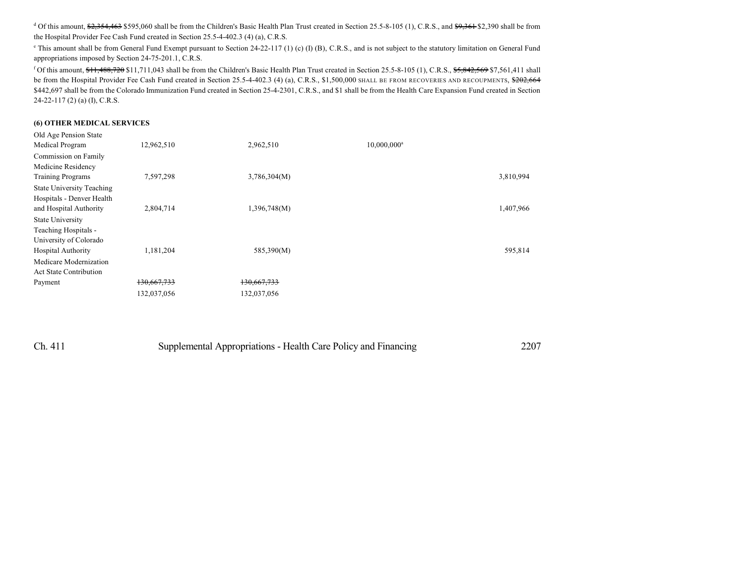[d] Of this amount, ~~$2,354,463~~ $595,060 shall be from the Children's Basic Health Plan Trust created in Section 25.5-8-105 (1), C.R.S., and ~~$9,361~~ $2,390 shall be from the Hospital Provider Fee Cash Fund created in Section 25.5-4-402.3 (4) (a), C.R.S.

[e] This amount shall be from General Fund Exempt pursuant to Section 24-22-117 (1) (c) (I) (B), C.R.S., and is not subject to the statutory limitation on General Fund appropriations imposed by Section 24-75-201.1, C.R.S.

[f] Of this amount, ~~$11,488,720~~ $11,711,043 shall be from the Children's Basic Health Plan Trust created in Section 25.5-8-105 (1), C.R.S., ~~$5,842,569~~ $7,561,411 shall be from the Hospital Provider Fee Cash Fund created in Section 25.5-4-402.3 (4) (a), C.R.S., $1,500,000 SHALL BE FROM RECOVERIES AND RECOUPMENTS, ~~$202,664~~ $442,697 shall be from the Colorado Immunization Fund created in Section 25-4-2301, C.R.S., and $1 shall be from the Health Care Expansion Fund created in Section 24-22-117 (2) (a) (I), C.R.S.

**(6) OTHER MEDICAL SERVICES**

| | | | | |
|---|---|---|---|---|
| Old Age Pension State Medical Program | 12,962,510 | 2,962,510 | 10,000,000[a] | |
| Commission on Family Medicine Residency Training Programs | 7,597,298 | 3,786,304(M) | | 3,810,994 |
| State University Teaching Hospitals - Denver Health and Hospital Authority | 2,804,714 | 1,396,748(M) | | 1,407,966 |
| State University Teaching Hospitals - University of Colorado Hospital Authority | 1,181,204 | 585,390(M) | | 595,814 |
| Medicare Modernization Act State Contribution Payment | ~~130,667,733~~ | ~~130,667,733~~ | | |
| | 132,037,056 | 132,037,056 | | |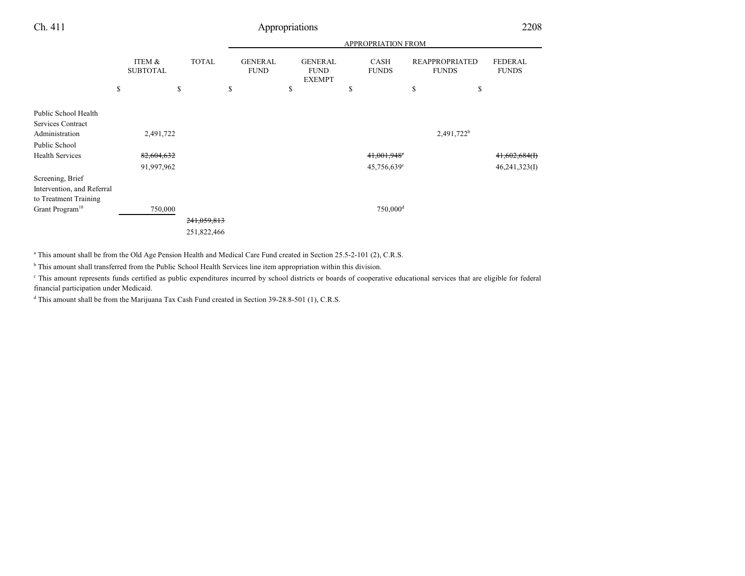| | ITEM & SUBTOTAL | TOTAL | APPROPRIATION FROM GENERAL FUND | GENERAL FUND EXEMPT | CASH FUNDS | REAPPROPRIATED FUNDS | FEDERAL FUNDS |
|---|---|---|---|---|---|---|---|
| | $ | $ | $ | $ | $ | $ | $ |
| Public School Health Services Contract Administration | 2,491,722 | | | | | 2,491,722[b] | |
| Public School Health Services | ~~82,604,632~~ | | | | ~~41,001,948[c]~~ | | ~~41,602,684(I)~~ |
| | 91,997,962 | | | | 45,756,639[c] | | 46,241,323(I) |
| Screening, Brief Intervention, and Referral to Treatment Training Grant Program[18] | 750,000 | | | | 750,000[d] | | |
| | | ~~241,059,813~~ | | | | | |
| | | 251,822,466 | | | | | |

[a] This amount shall be from the Old Age Pension Health and Medical Care Fund created in Section 25.5-2-101 (2), C.R.S.

[b] This amount shall transferred from the Public School Health Services line item appropriation within this division.

[c] This amount represents funds certified as public expenditures incurred by school districts or boards of cooperative educational services that are eligible for federal financial participation under Medicaid.

[d] This amount shall be from the Marijuana Tax Cash Fund created in Section 39-28.8-501 (1), C.R.S.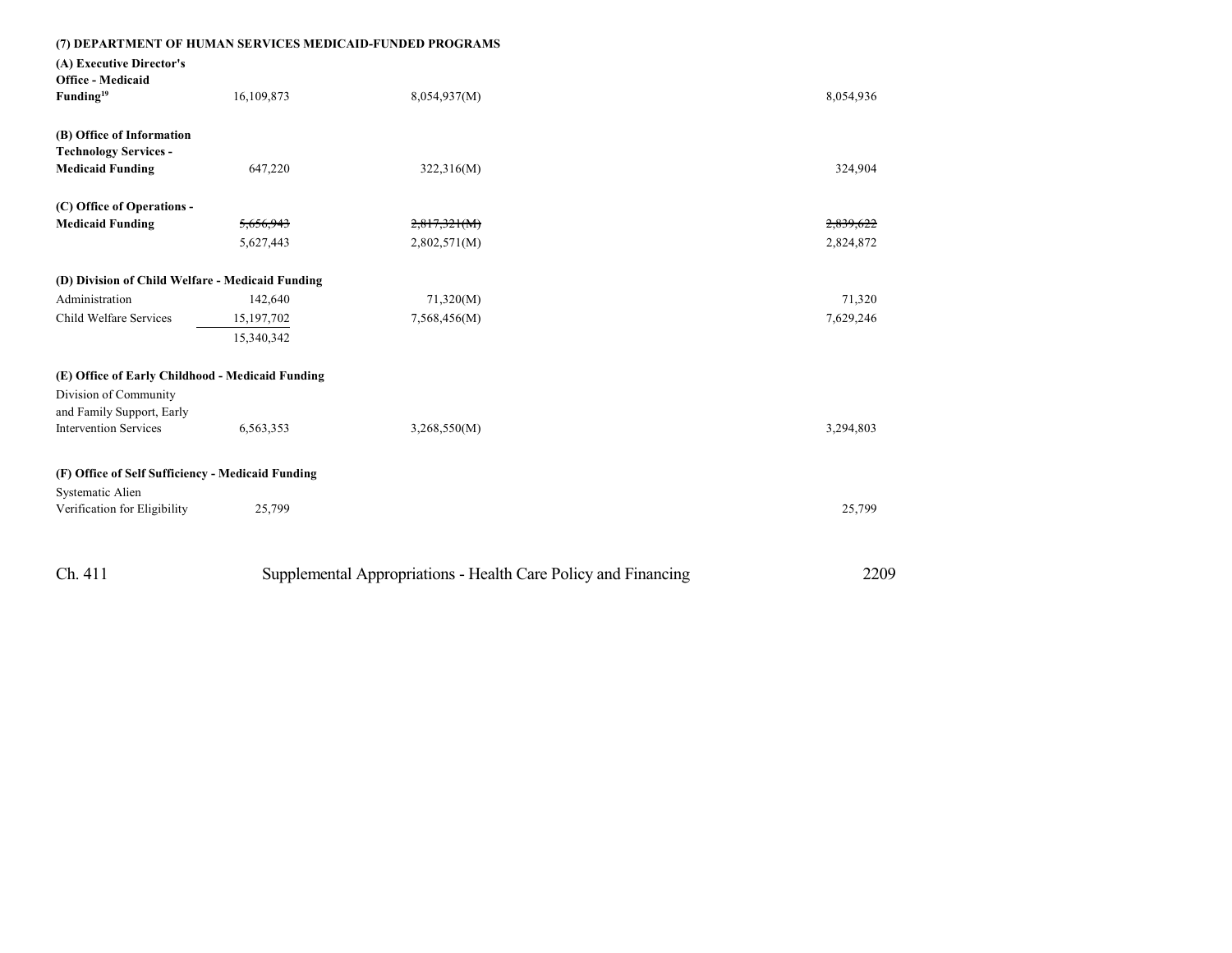**(7) DEPARTMENT OF HUMAN SERVICES MEDICAID-FUNDED PROGRAMS**

| | | | |
|---|---|---|---|
| **(A) Executive Director's Office - Medicaid Funding**[19] | 16,109,873 | 8,054,937(M) | 8,054,936 |
| **(B) Office of Information Technology Services - Medicaid Funding** | 647,220 | 322,316(M) | 324,904 |
| **(C) Office of Operations - Medicaid Funding** | ~~5,656,943~~ | ~~2,817,321(M)~~ | ~~2,839,622~~ |
| | 5,627,443 | 2,802,571(M) | 2,824,872 |
| **(D) Division of Child Welfare - Medicaid Funding** | | | |
| Administration | 142,640 | 71,320(M) | 71,320 |
| Child Welfare Services | 15,197,702 | 7,568,456(M) | 7,629,246 |
| | 15,340,342 | | |
| **(E) Office of Early Childhood - Medicaid Funding** | | | |
| Division of Community and Family Support, Early Intervention Services | 6,563,353 | 3,268,550(M) | 3,294,803 |
| **(F) Office of Self Sufficiency - Medicaid Funding** | | | |
| Systematic Alien Verification for Eligibility | 25,799 | | 25,799 |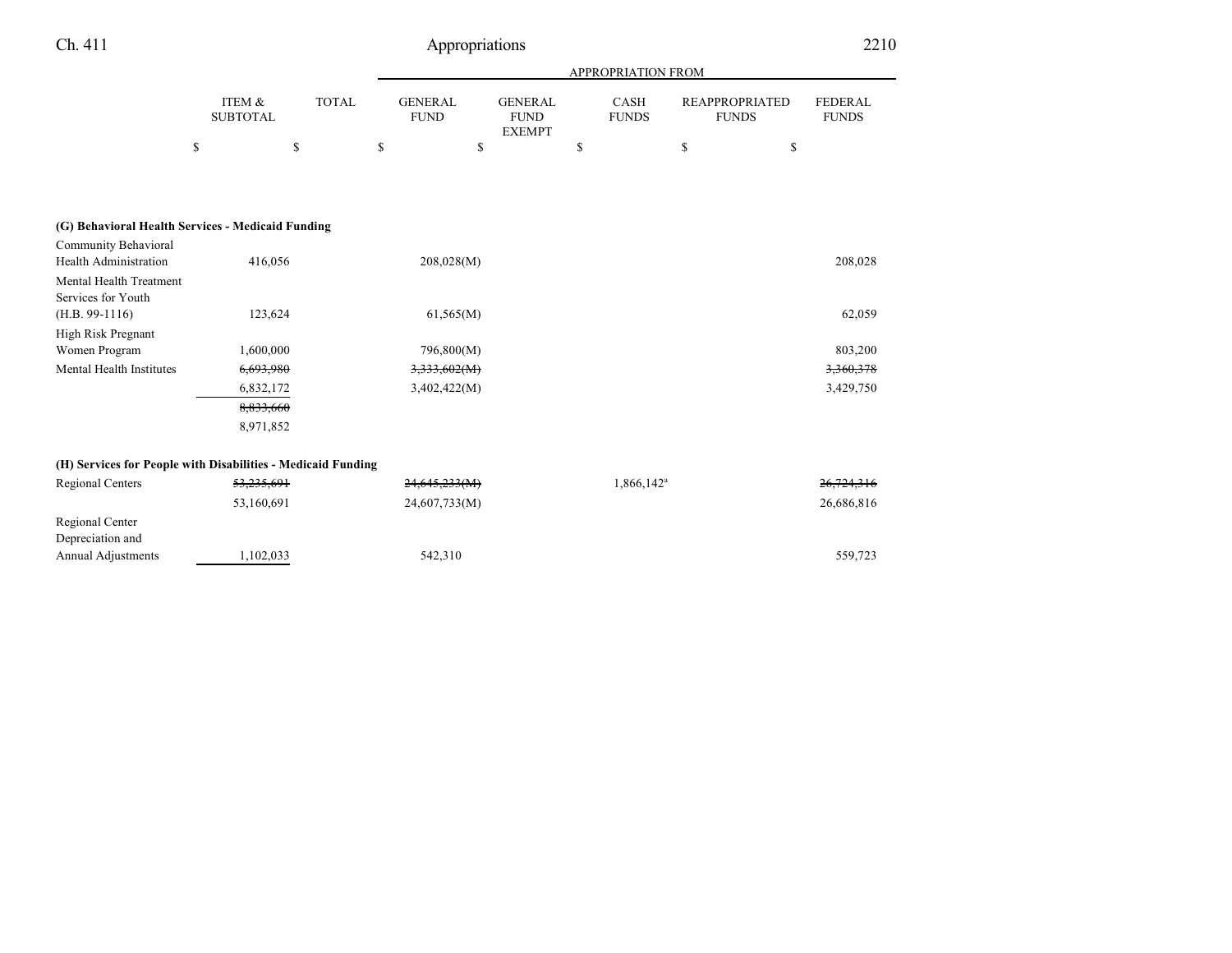| | ITEM & SUBTOTAL | TOTAL | APPROPRIATION FROM GENERAL FUND | GENERAL FUND EXEMPT | CASH FUNDS | REAPPROPRIATED FUNDS | FEDERAL FUNDS |
|---|---|---|---|---|---|---|---|
| | $ | $ | $ | $ | $ | $ | $ |
| **(G) Behavioral Health Services - Medicaid Funding** | | | | | | | |
| Community Behavioral Health Administration | 416,056 | | 208,028(M) | | | | 208,028 |
| Mental Health Treatment Services for Youth (H.B. 99-1116) | 123,624 | | 61,565(M) | | | | 62,059 |
| High Risk Pregnant Women Program | 1,600,000 | | 796,800(M) | | | | 803,200 |
| Mental Health Institutes | ~~6,693,980~~ | | ~~3,333,602(M)~~ | | | | ~~3,360,378~~ |
| | 6,832,172 | | 3,402,422(M) | | | | 3,429,750 |
| | ~~8,833,660~~ | | | | | | |
| | 8,971,852 | | | | | | |
| **(H) Services for People with Disabilities - Medicaid Funding** | | | | | | | |
| Regional Centers | ~~53,235,691~~ | | ~~24,645,233(M)~~ | | 1,866,142[a] | | ~~26,724,316~~ |
| | 53,160,691 | | 24,607,733(M) | | | | 26,686,816 |
| Regional Center Depreciation and Annual Adjustments | 1,102,033 | | 542,310 | | | | 559,723 |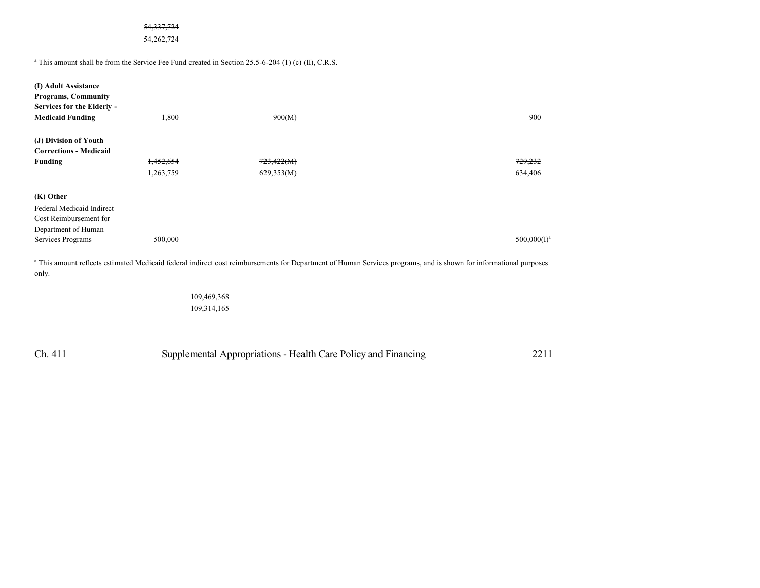~~54,337,724~~
54,262,724

[a] This amount shall be from the Service Fee Fund created in Section 25.5-6-204 (1) (c) (II), C.R.S.

| | | | | |
|---|---|---|---|---|
| **(I) Adult Assistance Programs, Community Services for the Elderly - Medicaid Funding** | 1,800 | 900(M) | | 900 |
| **(J) Division of Youth Corrections - Medicaid Funding** | ~~1,452,654~~<br>1,263,759 | ~~723,422(M)~~<br>629,353(M) | | ~~729,232~~<br>634,406 |
| **(K) Other** | | | | |
| Federal Medicaid Indirect Cost Reimbursement for Department of Human Services Programs | 500,000 | | | 500,000(I)[a] |

[a] This amount reflects estimated Medicaid federal indirect cost reimbursements for Department of Human Services programs, and is shown for informational purposes only.

~~109,469,368~~
109,314,165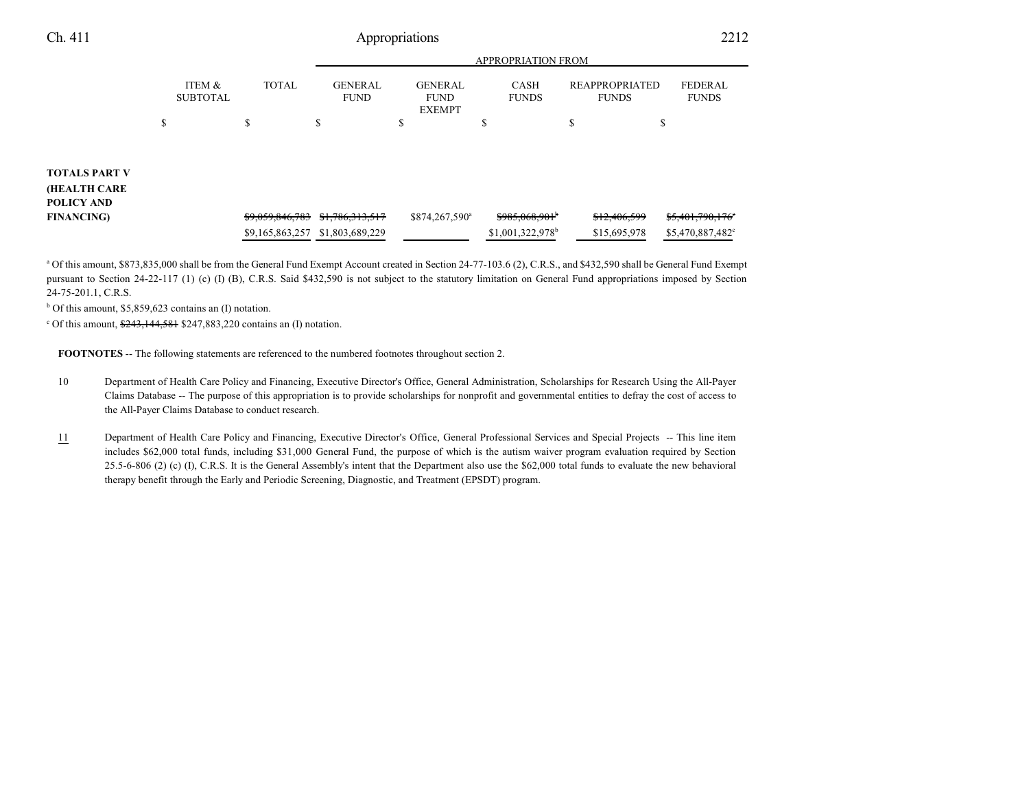| | ITEM & SUBTOTAL | TOTAL | GENERAL FUND | GENERAL FUND EXEMPT | CASH FUNDS | REAPPROPRIATED FUNDS | FEDERAL FUNDS |
|---|---|---|---|---|---|---|---|
| | | | APPROPRIATION FROM | | | | |
| | $ | $ | $ | $ | $ | $ | $ |
| **TOTALS PART V (HEALTH CARE POLICY AND FINANCING)** | | ~~$9,059,846,783~~ $9,165,863,257 | ~~$1,786,313,517~~ $1,803,689,229 | $874,267,590[a] | ~~$985,068,901[b]~~ $1,001,322,978[b] | ~~$12,406,599~~ $15,695,978 | ~~$5,401,790,176[c]~~ $5,470,887,482[c] |

[a] Of this amount, $873,835,000 shall be from the General Fund Exempt Account created in Section 24-77-103.6 (2), C.R.S., and $432,590 shall be General Fund Exempt pursuant to Section 24-22-117 (1) (c) (I) (B), C.R.S. Said $432,590 is not subject to the statutory limitation on General Fund appropriations imposed by Section 24-75-201.1, C.R.S.

[b] Of this amount, $5,859,623 contains an (I) notation.

[c] Of this amount, ~~$243,144,581~~ $247,883,220 contains an (I) notation.

**FOOTNOTES** -- The following statements are referenced to the numbered footnotes throughout section 2.

10 Department of Health Care Policy and Financing, Executive Director's Office, General Administration, Scholarships for Research Using the All-Payer Claims Database -- The purpose of this appropriation is to provide scholarships for nonprofit and governmental entities to defray the cost of access to the All-Payer Claims Database to conduct research.

11 Department of Health Care Policy and Financing, Executive Director's Office, General Professional Services and Special Projects -- This line item includes $62,000 total funds, including $31,000 General Fund, the purpose of which is the autism waiver program evaluation required by Section 25.5-6-806 (2) (c) (I), C.R.S. It is the General Assembly's intent that the Department also use the $62,000 total funds to evaluate the new behavioral therapy benefit through the Early and Periodic Screening, Diagnostic, and Treatment (EPSDT) program.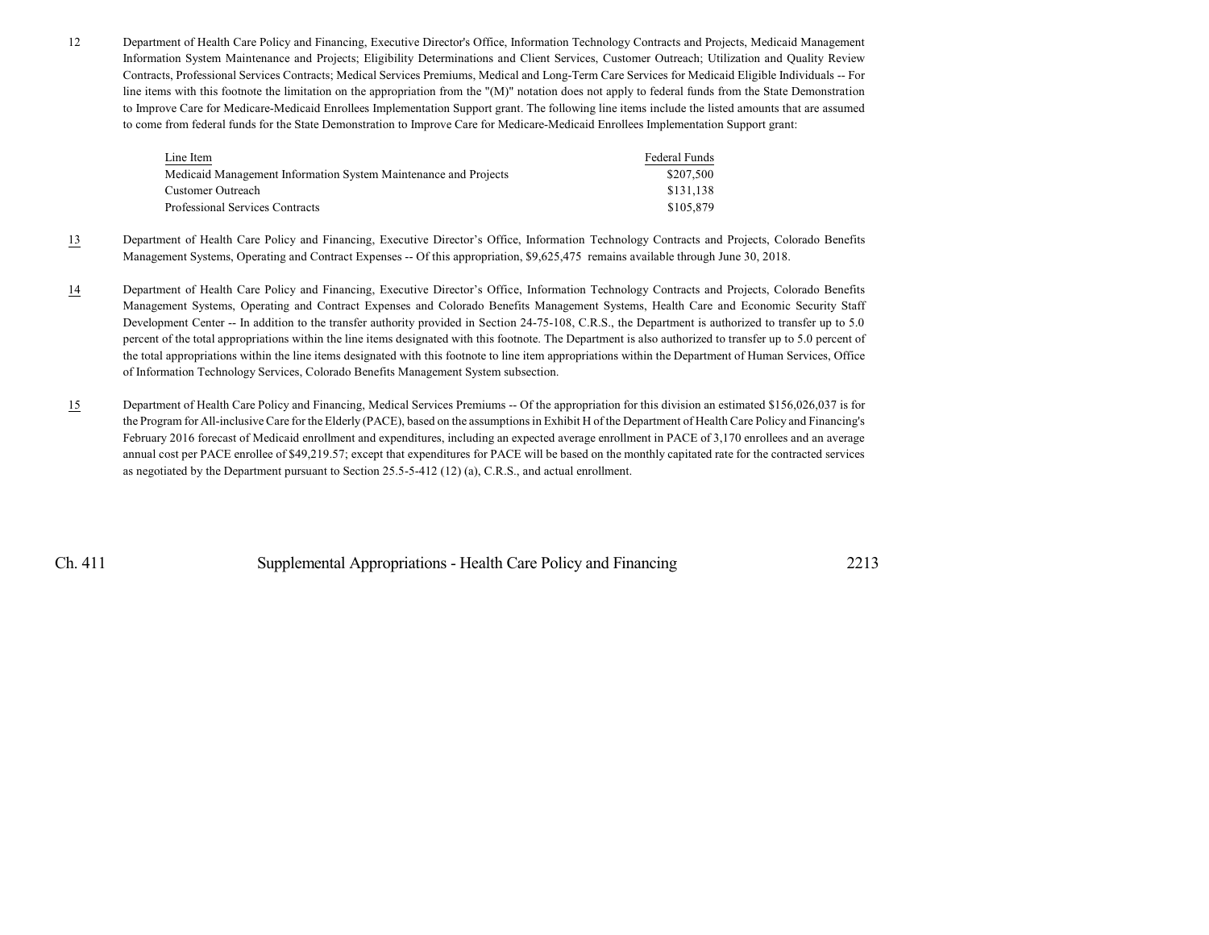12 Department of Health Care Policy and Financing, Executive Director's Office, Information Technology Contracts and Projects, Medicaid Management Information System Maintenance and Projects; Eligibility Determinations and Client Services, Customer Outreach; Utilization and Quality Review Contracts, Professional Services Contracts; Medical Services Premiums, Medical and Long-Term Care Services for Medicaid Eligible Individuals -- For line items with this footnote the limitation on the appropriation from the "(M)" notation does not apply to federal funds from the State Demonstration to Improve Care for Medicare-Medicaid Enrollees Implementation Support grant. The following line items include the listed amounts that are assumed to come from federal funds for the State Demonstration to Improve Care for Medicare-Medicaid Enrollees Implementation Support grant:

| Line Item | Federal Funds |
|---|---|
| Medicaid Management Information System Maintenance and Projects | $207,500 |
| Customer Outreach | $131,138 |
| Professional Services Contracts | $105,879 |

13 Department of Health Care Policy and Financing, Executive Director's Office, Information Technology Contracts and Projects, Colorado Benefits Management Systems, Operating and Contract Expenses -- Of this appropriation, $9,625,475 remains available through June 30, 2018.

14 Department of Health Care Policy and Financing, Executive Director's Office, Information Technology Contracts and Projects, Colorado Benefits Management Systems, Operating and Contract Expenses and Colorado Benefits Management Systems, Health Care and Economic Security Staff Development Center -- In addition to the transfer authority provided in Section 24-75-108, C.R.S., the Department is authorized to transfer up to 5.0 percent of the total appropriations within the line items designated with this footnote. The Department is also authorized to transfer up to 5.0 percent of the total appropriations within the line items designated with this footnote to line item appropriations within the Department of Human Services, Office of Information Technology Services, Colorado Benefits Management System subsection.

15 Department of Health Care Policy and Financing, Medical Services Premiums -- Of the appropriation for this division an estimated $156,026,037 is for the Program for All-inclusive Care for the Elderly (PACE), based on the assumptions in Exhibit H of the Department of Health Care Policy and Financing's February 2016 forecast of Medicaid enrollment and expenditures, including an expected average enrollment in PACE of 3,170 enrollees and an average annual cost per PACE enrollee of $49,219.57; except that expenditures for PACE will be based on the monthly capitated rate for the contracted services as negotiated by the Department pursuant to Section 25.5-5-412 (12) (a), C.R.S., and actual enrollment.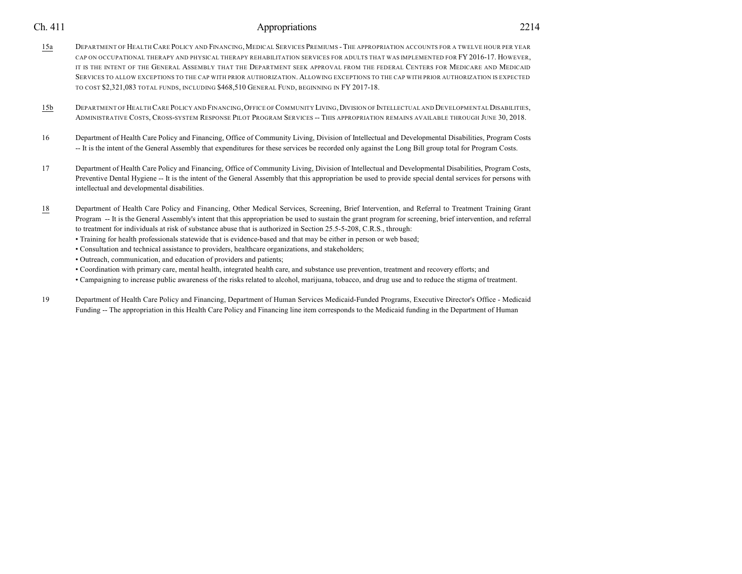15a DEPARTMENT OF HEALTH CARE POLICY AND FINANCING, MEDICAL SERVICES PREMIUMS - THE APPROPRIATION ACCOUNTS FOR A TWELVE HOUR PER YEAR CAP ON OCCUPATIONAL THERAPY AND PHYSICAL THERAPY REHABILITATION SERVICES FOR ADULTS THAT WAS IMPLEMENTED FOR FY 2016-17. HOWEVER, IT IS THE INTENT OF THE GENERAL ASSEMBLY THAT THE DEPARTMENT SEEK APPROVAL FROM THE FEDERAL CENTERS FOR MEDICARE AND MEDICAID SERVICES TO ALLOW EXCEPTIONS TO THE CAP WITH PRIOR AUTHORIZATION. ALLOWING EXCEPTIONS TO THE CAP WITH PRIOR AUTHORIZATION IS EXPECTED TO COST $2,321,083 TOTAL FUNDS, INCLUDING $468,510 GENERAL FUND, BEGINNING IN FY 2017-18.

15b DEPARTMENT OF HEALTH CARE POLICY AND FINANCING, OFFICE OF COMMUNITY LIVING, DIVISION OF INTELLECTUAL AND DEVELOPMENTAL DISABILITIES, ADMINISTRATIVE COSTS, CROSS-SYSTEM RESPONSE PILOT PROGRAM SERVICES -- THIS APPROPRIATION REMAINS AVAILABLE THROUGH JUNE 30, 2018.

16 Department of Health Care Policy and Financing, Office of Community Living, Division of Intellectual and Developmental Disabilities, Program Costs -- It is the intent of the General Assembly that expenditures for these services be recorded only against the Long Bill group total for Program Costs.

17 Department of Health Care Policy and Financing, Office of Community Living, Division of Intellectual and Developmental Disabilities, Program Costs, Preventive Dental Hygiene -- It is the intent of the General Assembly that this appropriation be used to provide special dental services for persons with intellectual and developmental disabilities.

18 Department of Health Care Policy and Financing, Other Medical Services, Screening, Brief Intervention, and Referral to Treatment Training Grant Program -- It is the General Assembly's intent that this appropriation be used to sustain the grant program for screening, brief intervention, and referral to treatment for individuals at risk of substance abuse that is authorized in Section 25.5-5-208, C.R.S., through:

- Training for health professionals statewide that is evidence-based and that may be either in person or web based;
- Consultation and technical assistance to providers, healthcare organizations, and stakeholders;
- Outreach, communication, and education of providers and patients;
- Coordination with primary care, mental health, integrated health care, and substance use prevention, treatment and recovery efforts; and
- Campaigning to increase public awareness of the risks related to alcohol, marijuana, tobacco, and drug use and to reduce the stigma of treatment.

19 Department of Health Care Policy and Financing, Department of Human Services Medicaid-Funded Programs, Executive Director's Office - Medicaid Funding -- The appropriation in this Health Care Policy and Financing line item corresponds to the Medicaid funding in the Department of Human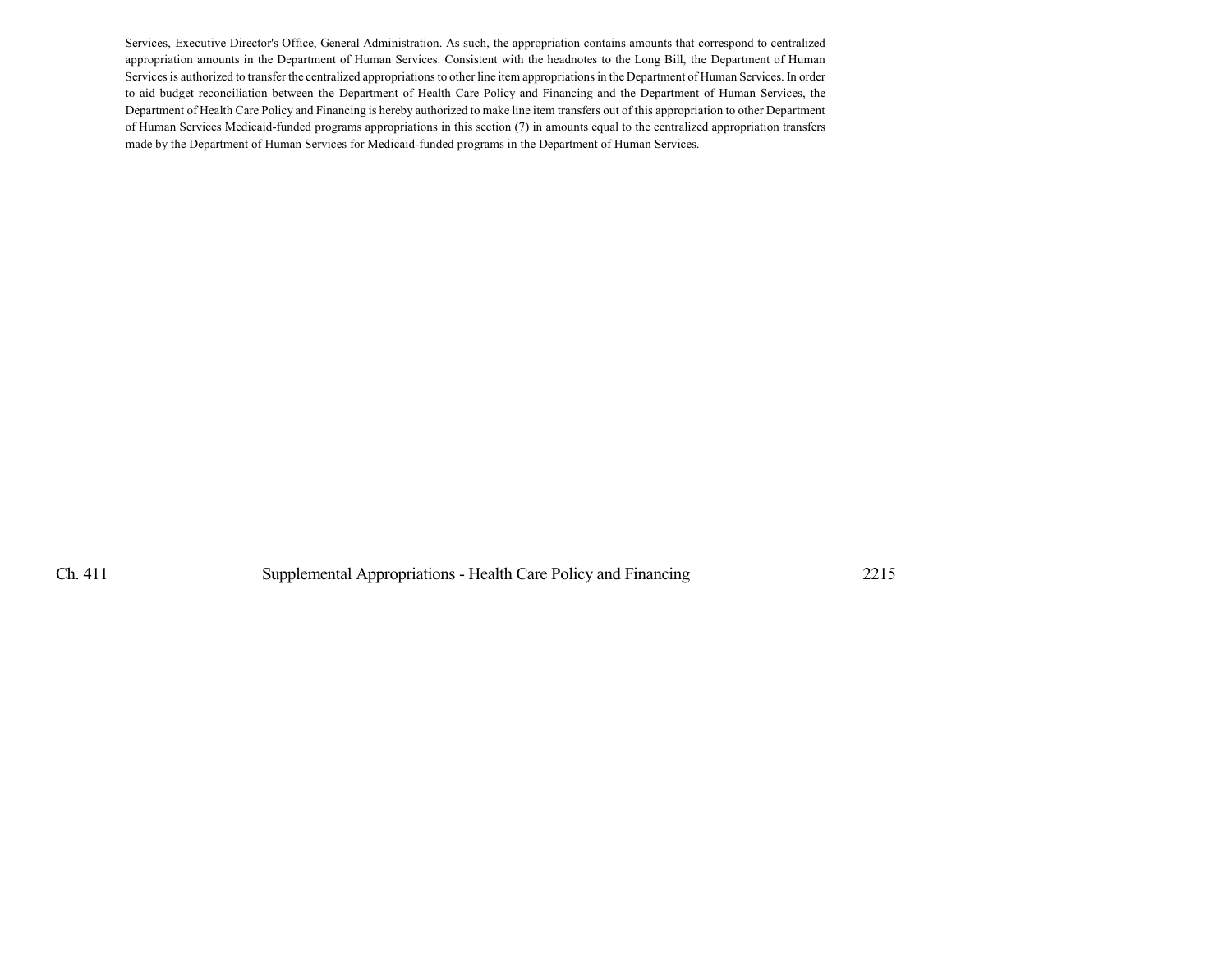Services, Executive Director's Office, General Administration. As such, the appropriation contains amounts that correspond to centralized appropriation amounts in the Department of Human Services. Consistent with the headnotes to the Long Bill, the Department of Human Services is authorized to transfer the centralized appropriations to other line item appropriations in the Department of Human Services. In order to aid budget reconciliation between the Department of Health Care Policy and Financing and the Department of Human Services, the Department of Health Care Policy and Financing is hereby authorized to make line item transfers out of this appropriation to other Department of Human Services Medicaid-funded programs appropriations in this section (7) in amounts equal to the centralized appropriation transfers made by the Department of Human Services for Medicaid-funded programs in the Department of Human Services.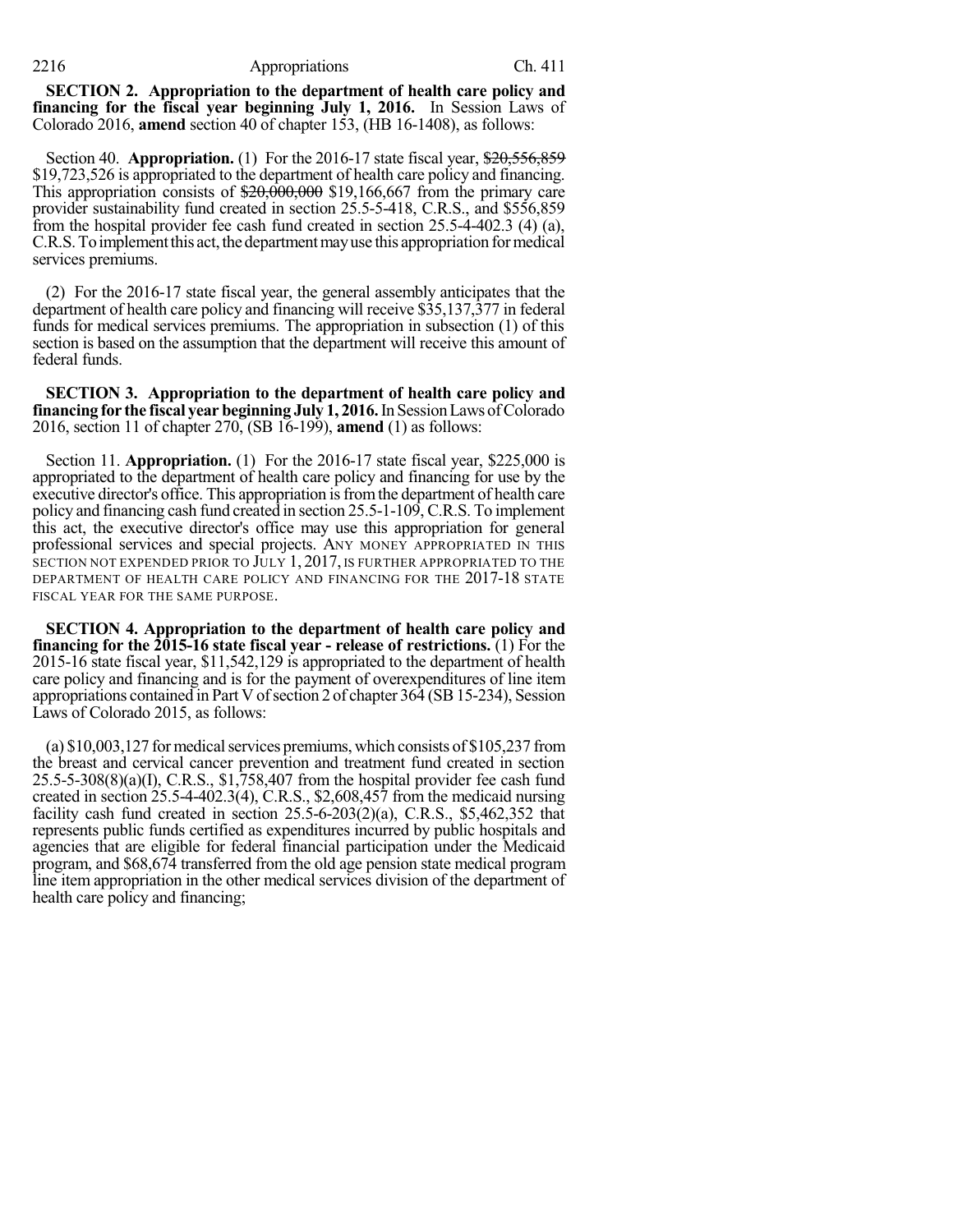**SECTION 2. Appropriation to the department of health care policy and financing for the fiscal year beginning July 1, 2016.** In Session Laws of Colorado 2016, **amend** section 40 of chapter 153, (HB 16-1408), as follows:

Section 40. **Appropriation.** (1) For the 2016-17 state fiscal year, ~~$20,556,859~~ $19,723,526 is appropriated to the department of health care policy and financing. This appropriation consists of ~~$20,000,000~~ $19,166,667 from the primary care provider sustainability fund created in section 25.5-5-418, C.R.S., and $556,859 from the hospital provider fee cash fund created in section 25.5-4-402.3 (4) (a), C.R.S. To implement this act, the department may use this appropriation for medical services premiums.

(2) For the 2016-17 state fiscal year, the general assembly anticipates that the department of health care policy and financing will receive $35,137,377 in federal funds for medical services premiums. The appropriation in subsection (1) of this section is based on the assumption that the department will receive this amount of federal funds.

**SECTION 3. Appropriation to the department of health care policy and financing for the fiscal year beginning July 1, 2016.** In Session Laws of Colorado 2016, section 11 of chapter 270, (SB 16-199), **amend** (1) as follows:

Section 11. **Appropriation.** (1) For the 2016-17 state fiscal year, $225,000 is appropriated to the department of health care policy and financing for use by the executive director's office. This appropriation is from the department of health care policy and financing cash fund created in section 25.5-1-109, C.R.S. To implement this act, the executive director's office may use this appropriation for general professional services and special projects. ANY MONEY APPROPRIATED IN THIS SECTION NOT EXPENDED PRIOR TO JULY 1, 2017, IS FURTHER APPROPRIATED TO THE DEPARTMENT OF HEALTH CARE POLICY AND FINANCING FOR THE 2017-18 STATE FISCAL YEAR FOR THE SAME PURPOSE.

**SECTION 4. Appropriation to the department of health care policy and financing for the 2015-16 state fiscal year - release of restrictions.** (1) For the 2015-16 state fiscal year, $11,542,129 is appropriated to the department of health care policy and financing and is for the payment of overexpenditures of line item appropriations contained in Part V of section 2 of chapter 364 (SB 15-234), Session Laws of Colorado 2015, as follows:

(a) $10,003,127 for medical services premiums, which consists of $105,237 from the breast and cervical cancer prevention and treatment fund created in section 25.5-5-308(8)(a)(I), C.R.S., $1,758,407 from the hospital provider fee cash fund created in section 25.5-4-402.3(4), C.R.S., $2,608,457 from the medicaid nursing facility cash fund created in section 25.5-6-203(2)(a), C.R.S., $5,462,352 that represents public funds certified as expenditures incurred by public hospitals and agencies that are eligible for federal financial participation under the Medicaid program, and $68,674 transferred from the old age pension state medical program line item appropriation in the other medical services division of the department of health care policy and financing;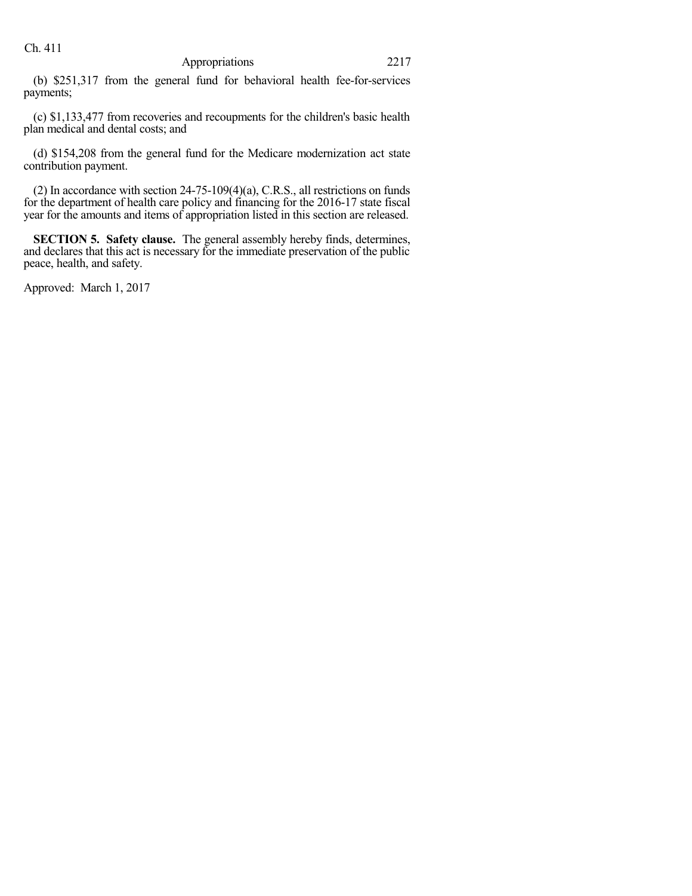(b) $251,317 from the general fund for behavioral health fee-for-services payments;

(c) $1,133,477 from recoveries and recoupments for the children's basic health plan medical and dental costs; and

(d) $154,208 from the general fund for the Medicare modernization act state contribution payment.

(2) In accordance with section 24-75-109(4)(a), C.R.S., all restrictions on funds for the department of health care policy and financing for the 2016-17 state fiscal year for the amounts and items of appropriation listed in this section are released.

**SECTION 5. Safety clause.** The general assembly hereby finds, determines, and declares that this act is necessary for the immediate preservation of the public peace, health, and safety.

Approved: March 1, 2017